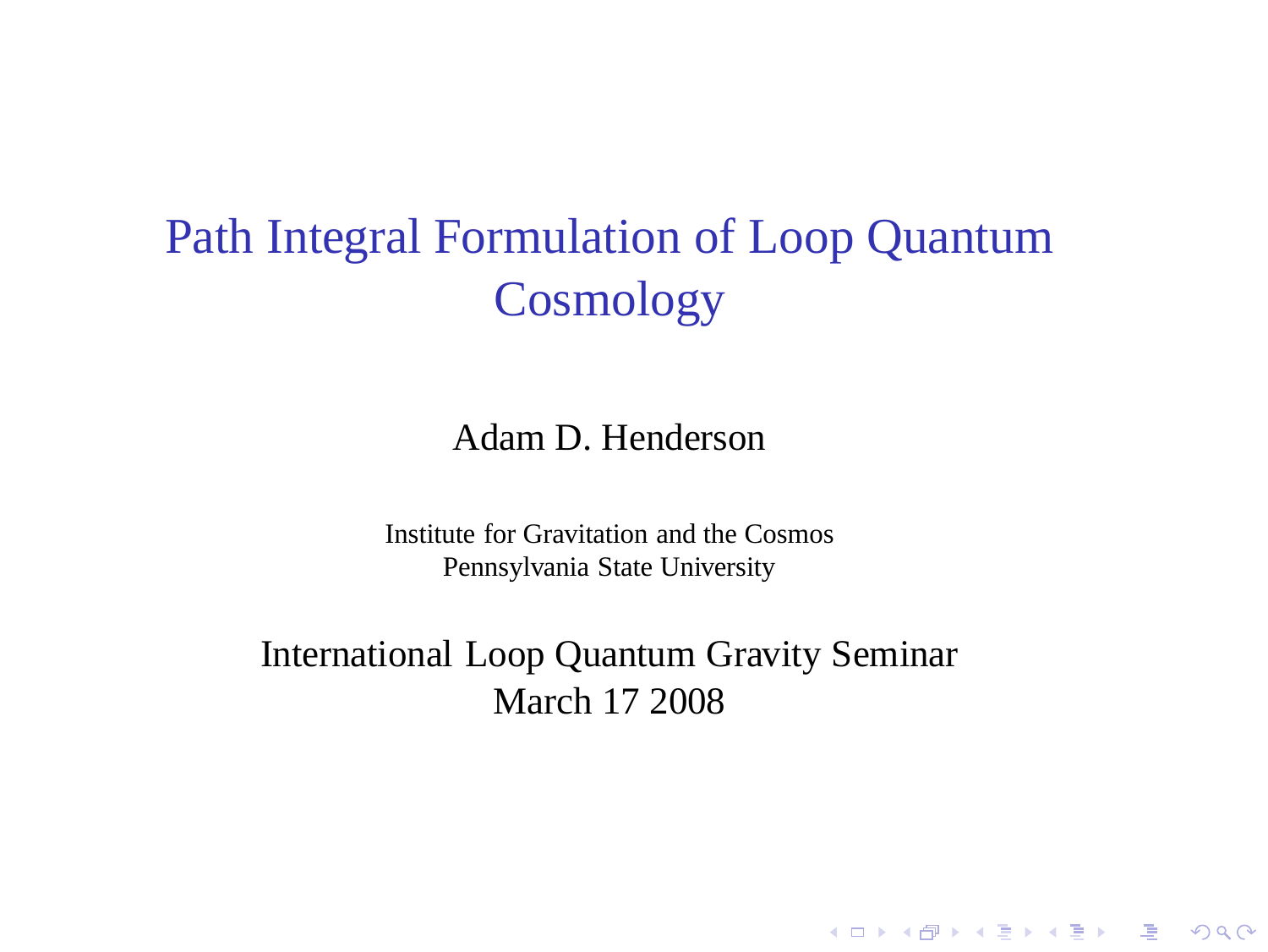# Path Integral Formulation of Loop Quantum Cosmology

Adam D. Henderson

Institute for Gravitation and the Cosmos
Pennsylvania State University

International Loop Quantum Gravity Seminar
March 17 2008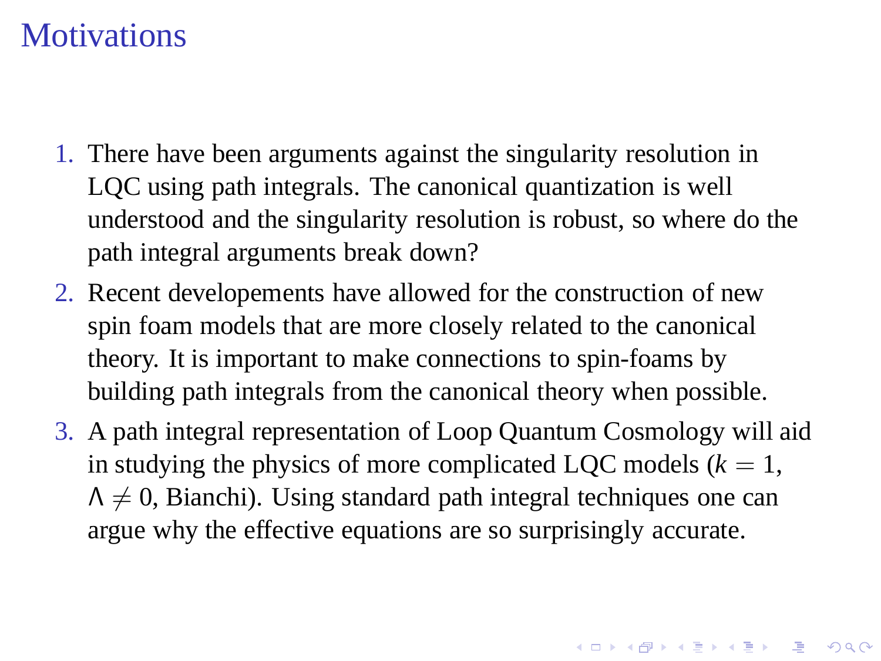# Motivations

1. There have been arguments against the singularity resolution in LQC using path integrals. The canonical quantization is well understood and the singularity resolution is robust, so where do the path integral arguments break down?
2. Recent developements have allowed for the construction of new spin foam models that are more closely related to the canonical theory. It is important to make connections to spin-foams by building path integrals from the canonical theory when possible.
3. A path integral representation of Loop Quantum Cosmology will aid in studying the physics of more complicated LQC models ($k = 1$, $\Lambda \neq 0$, Bianchi). Using standard path integral techniques one can argue why the effective equations are so surprisingly accurate.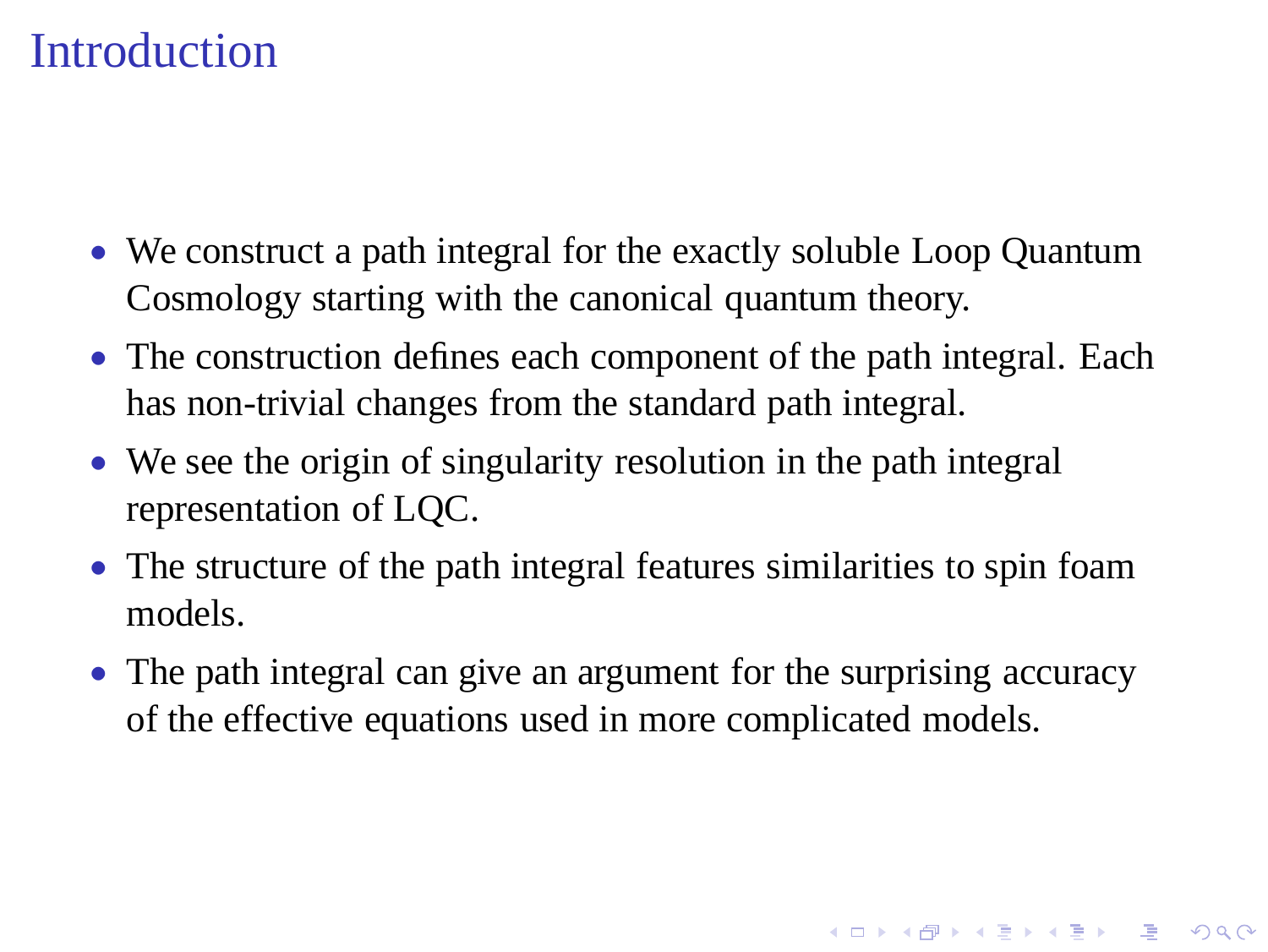# Introduction

- We construct a path integral for the exactly soluble Loop Quantum Cosmology starting with the canonical quantum theory.
- The construction defines each component of the path integral. Each has non-trivial changes from the standard path integral.
- We see the origin of singularity resolution in the path integral representation of LQC.
- The structure of the path integral features similarities to spin foam models.
- The path integral can give an argument for the surprising accuracy of the effective equations used in more complicated models.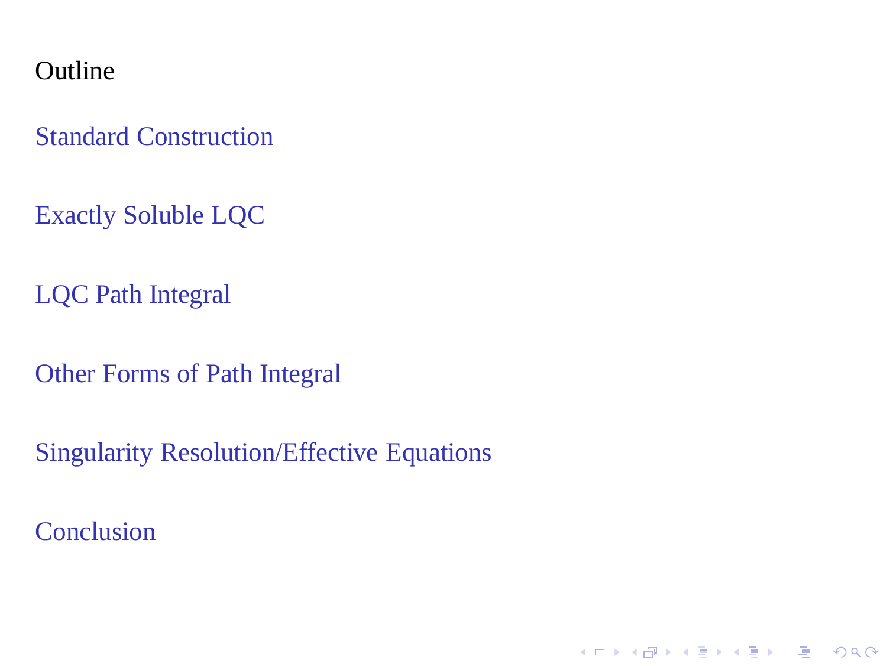# Outline

Standard Construction

Exactly Soluble LQC

LQC Path Integral

Other Forms of Path Integral

Singularity Resolution/Effective Equations

Conclusion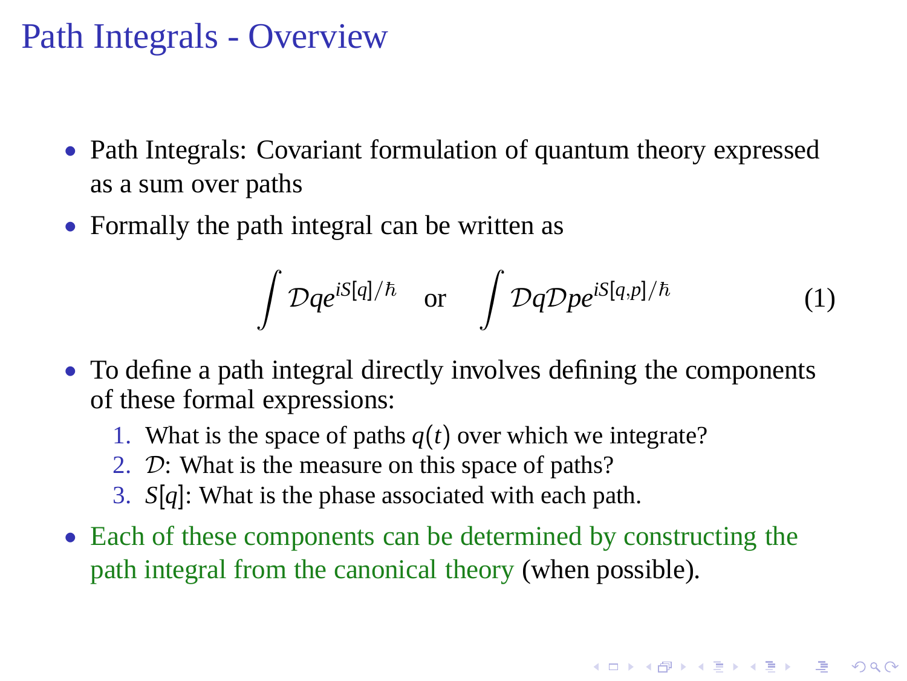# Path Integrals - Overview

- Path Integrals: Covariant formulation of quantum theory expressed as a sum over paths
- Formally the path integral can be written as

$$\int \mathcal{D}q e^{iS[q]/\hbar} \quad \text{or} \quad \int \mathcal{D}q\mathcal{D}p e^{iS[q,p]/\hbar} \tag{1}$$

- To define a path integral directly involves defining the components of these formal expressions:
  1. What is the space of paths $q(t)$ over which we integrate?
  2. $\mathcal{D}$: What is the measure on this space of paths?
  3. $S[q]$: What is the phase associated with each path.
- Each of these components can be determined by constructing the path integral from the canonical theory (when possible).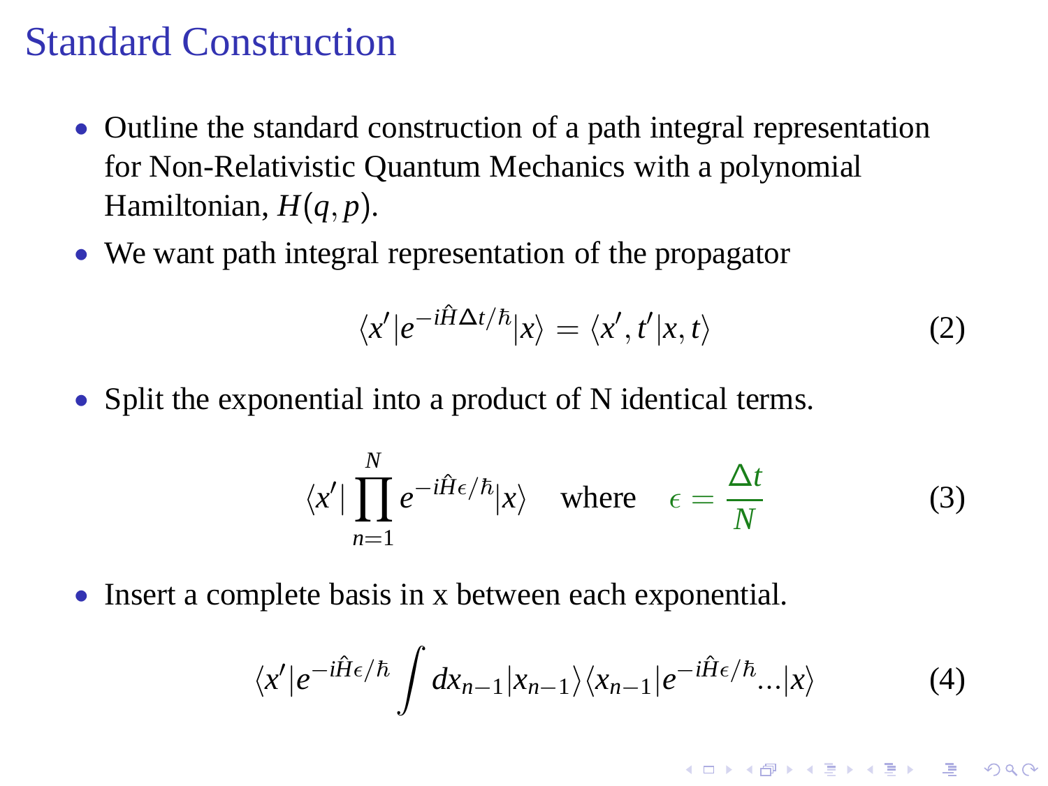# Standard Construction

- Outline the standard construction of a path integral representation for Non-Relativistic Quantum Mechanics with a polynomial Hamiltonian, $H(q,p)$.
- We want path integral representation of the propagator

$$\langle x'|e^{-i\hat{H}\Delta t/\hbar}|x\rangle = \langle x', t'|x, t\rangle \tag{2}$$

- Split the exponential into a product of N identical terms.

$$\langle x'|\prod_{n=1}^{N} e^{-i\hat{H}\epsilon/\hbar}|x\rangle \quad \text{where} \quad \epsilon = \frac{\Delta t}{N} \tag{3}$$

- Insert a complete basis in x between each exponential.

$$\langle x'|e^{-i\hat{H}\epsilon/\hbar}\int dx_{n-1}|x_{n-1}\rangle\langle x_{n-1}|e^{-i\hat{H}\epsilon/\hbar}...|x\rangle \tag{4}$$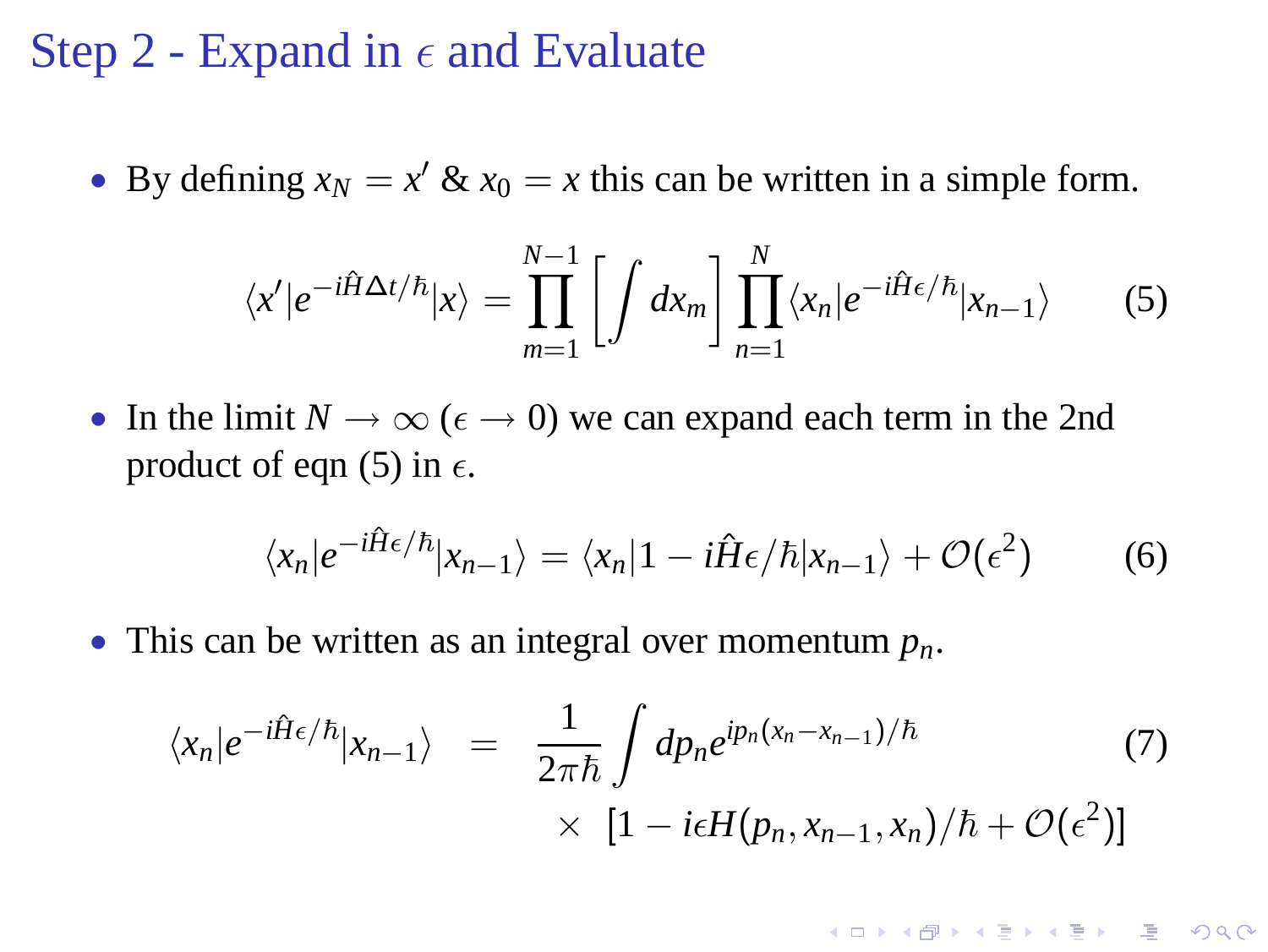# Step 2 - Expand in $\epsilon$ and Evaluate

- By defining $x_N = x'$ & $x_0 = x$ this can be written in a simple form.

$$\langle x'|e^{-i\hat{H}\Delta t/\hbar}|x\rangle = \prod_{m=1}^{N-1}\left[\int dx_m\right]\prod_{n=1}^{N}\langle x_n|e^{-i\hat{H}\epsilon/\hbar}|x_{n-1}\rangle \tag{5}$$

- In the limit $N \to \infty$ ($\epsilon \to 0$) we can expand each term in the 2nd product of eqn (5) in $\epsilon$.

$$\langle x_n|e^{-i\hat{H}\epsilon/\hbar}|x_{n-1}\rangle = \langle x_n|1 - i\hat{H}\epsilon/\hbar|x_{n-1}\rangle + \mathcal{O}(\epsilon^2) \tag{6}$$

- This can be written as an integral over momentum $p_n$.

$$\begin{aligned}\langle x_n|e^{-i\hat{H}\epsilon/\hbar}|x_{n-1}\rangle &= \frac{1}{2\pi\hbar}\int dp_n e^{ip_n(x_n - x_{n-1})/\hbar} \\ &\quad \times \left[1 - i\epsilon H(p_n, x_{n-1}, x_n)/\hbar + \mathcal{O}(\epsilon^2)\right]\end{aligned} \tag{7}$$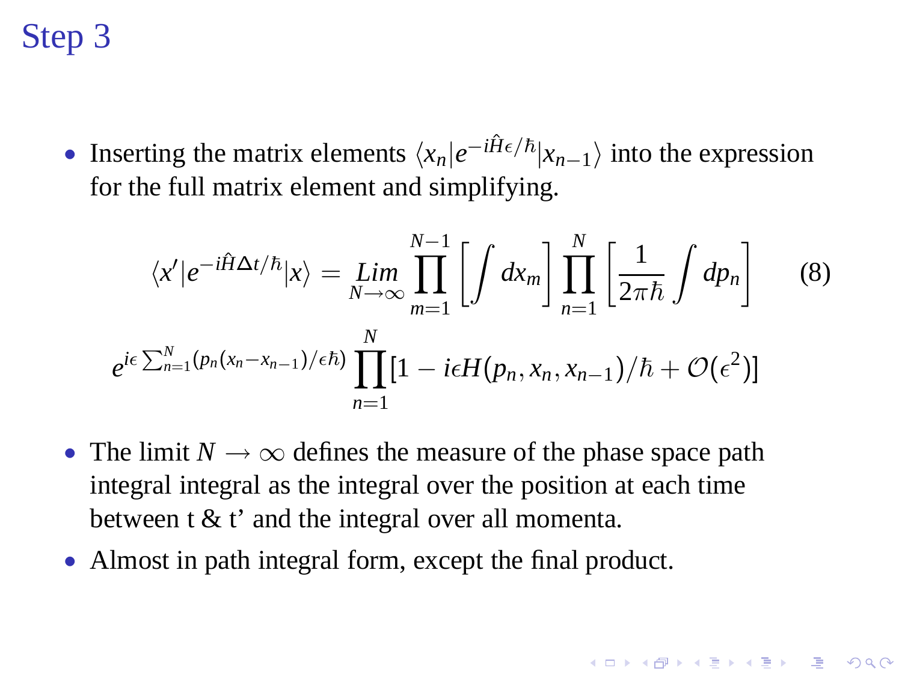# Step 3

- Inserting the matrix elements $\langle x_n | e^{-i\hat{H}\epsilon/\hbar} | x_{n-1} \rangle$ into the expression for the full matrix element and simplifying.

$$
\langle x' | e^{-i\hat{H}\Delta t/\hbar} | x \rangle = \underset{N\to\infty}{Lim} \prod_{m=1}^{N-1} \left[ \int dx_m \right] \prod_{n=1}^{N} \left[ \frac{1}{2\pi\hbar} \int dp_n \right] \tag{8}
$$

$$
e^{i\epsilon \sum_{n=1}^{N} (p_n (x_n - x_{n-1})/\epsilon\hbar)} \prod_{n=1}^{N} [1 - i\epsilon H(p_n, x_n, x_{n-1})/\hbar + \mathcal{O}(\epsilon^2)]
$$

- The limit $N \to \infty$ defines the measure of the phase space path integral integral as the integral over the position at each time between t & t' and the integral over all momenta.
- Almost in path integral form, except the final product.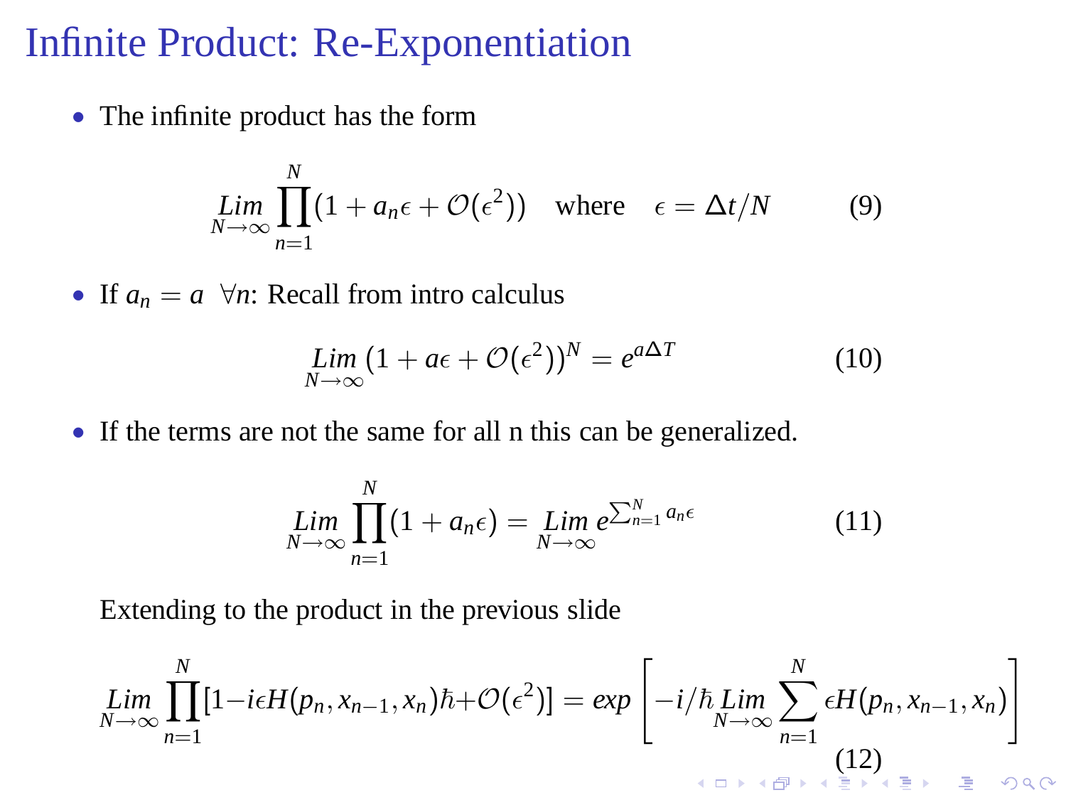# Infinite Product: Re-Exponentiation

- The infinite product has the form

$$\underset{N\to\infty}{Lim} \prod_{n=1}^{N} (1 + a_n \epsilon + \mathcal{O}(\epsilon^2)) \quad \text{where} \quad \epsilon = \Delta t/N \tag{9}$$

- If $a_n = a \;\; \forall n$: Recall from intro calculus

$$\underset{N\to\infty}{Lim} \, (1 + a\epsilon + \mathcal{O}(\epsilon^2))^N = e^{a\Delta T} \tag{10}$$

- If the terms are not the same for all n this can be generalized.

$$\underset{N\to\infty}{Lim} \prod_{n=1}^{N} (1 + a_n \epsilon) = \underset{N\to\infty}{Lim} \, e^{\sum_{n=1}^{N} a_n \epsilon} \tag{11}$$

Extending to the product in the previous slide

$$\underset{N\to\infty}{Lim} \prod_{n=1}^{N} [1 - i\epsilon H(p_n, x_{n-1}, x_n)\hbar + \mathcal{O}(\epsilon^2)] = exp\left[-i/\hbar \underset{N\to\infty}{Lim} \sum_{n=1}^{N} \epsilon H(p_n, x_{n-1}, x_n)\right] \tag{12}$$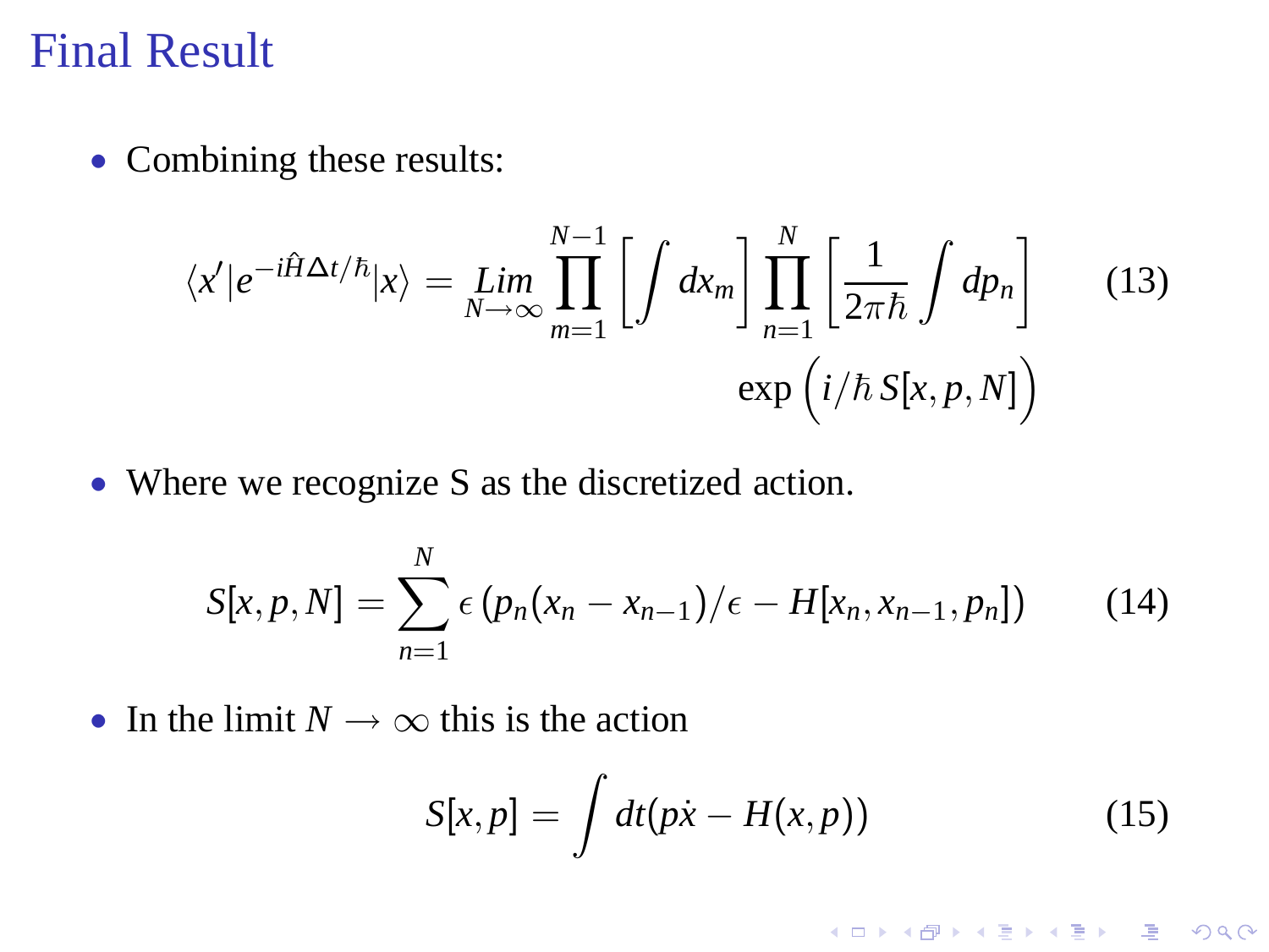# Final Result

- Combining these results:

$$\langle x'|e^{-i\hat{H}\Delta t/\hbar}|x\rangle = \underset{N\to\infty}{Lim} \prod_{m=1}^{N-1}\left[\int dx_m\right]\prod_{n=1}^{N}\left[\frac{1}{2\pi\hbar}\int dp_n\right] \exp\left(i/\hbar\, S[x,p,N]\right) \tag{13}$$

- Where we recognize S as the discretized action.

$$S[x,p,N] = \sum_{n=1}^{N} \epsilon\left(p_n(x_n - x_{n-1})/\epsilon - H[x_n, x_{n-1}, p_n]\right) \tag{14}$$

- In the limit $N \to \infty$ this is the action

$$S[x,p] = \int dt(p\dot{x} - H(x,p)) \tag{15}$$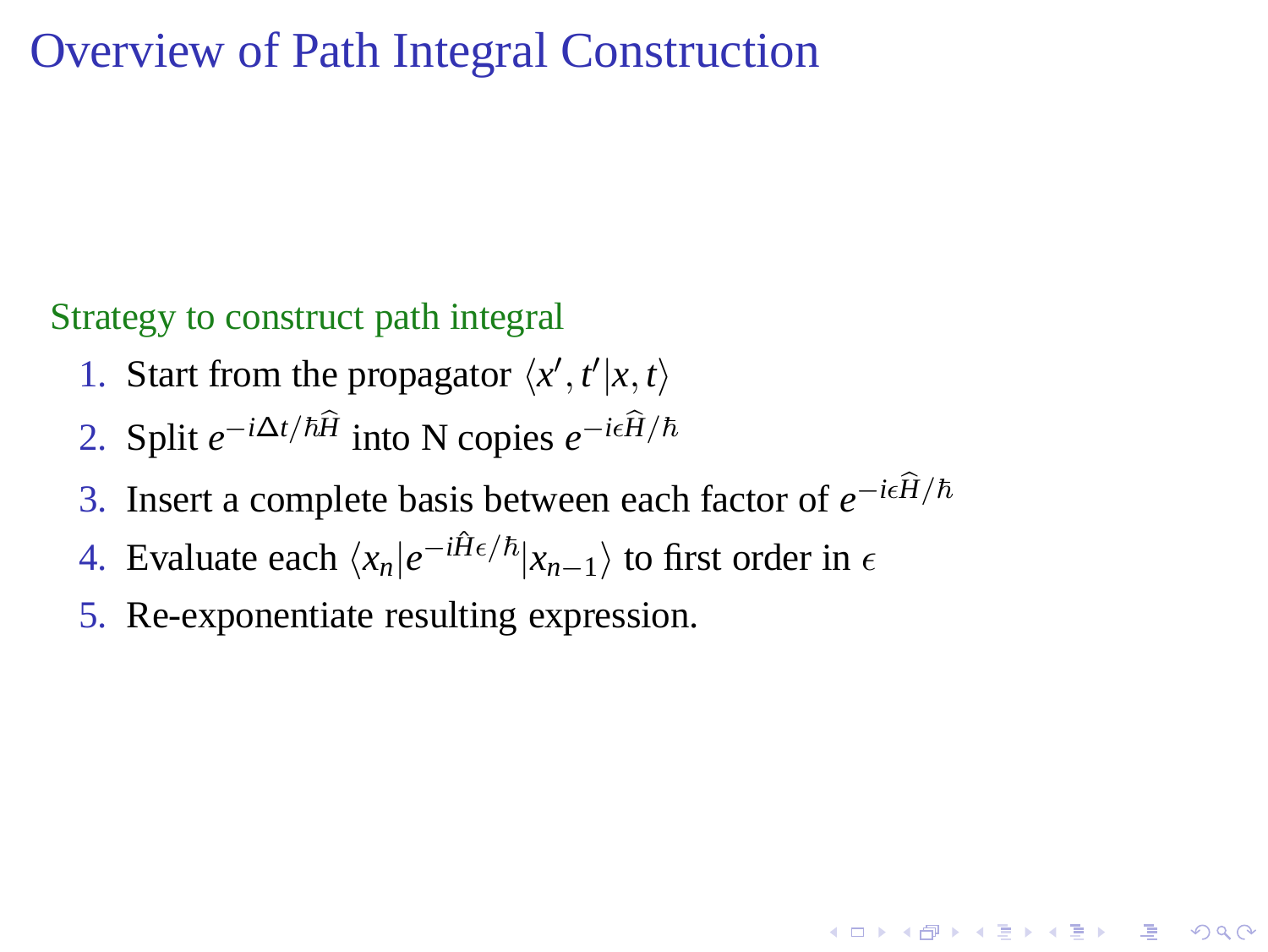# Overview of Path Integral Construction

Strategy to construct path integral

1. Start from the propagator $\langle x', t' | x, t \rangle$
2. Split $e^{-i\Delta t/\hbar \widehat{H}}$ into N copies $e^{-i\epsilon\widehat{H}/\hbar}$
3. Insert a complete basis between each factor of $e^{-i\epsilon\widehat{H}/\hbar}$
4. Evaluate each $\langle x_n | e^{-i\hat{H}\epsilon/\hbar} | x_{n-1} \rangle$ to first order in $\epsilon$
5. Re-exponentiate resulting expression.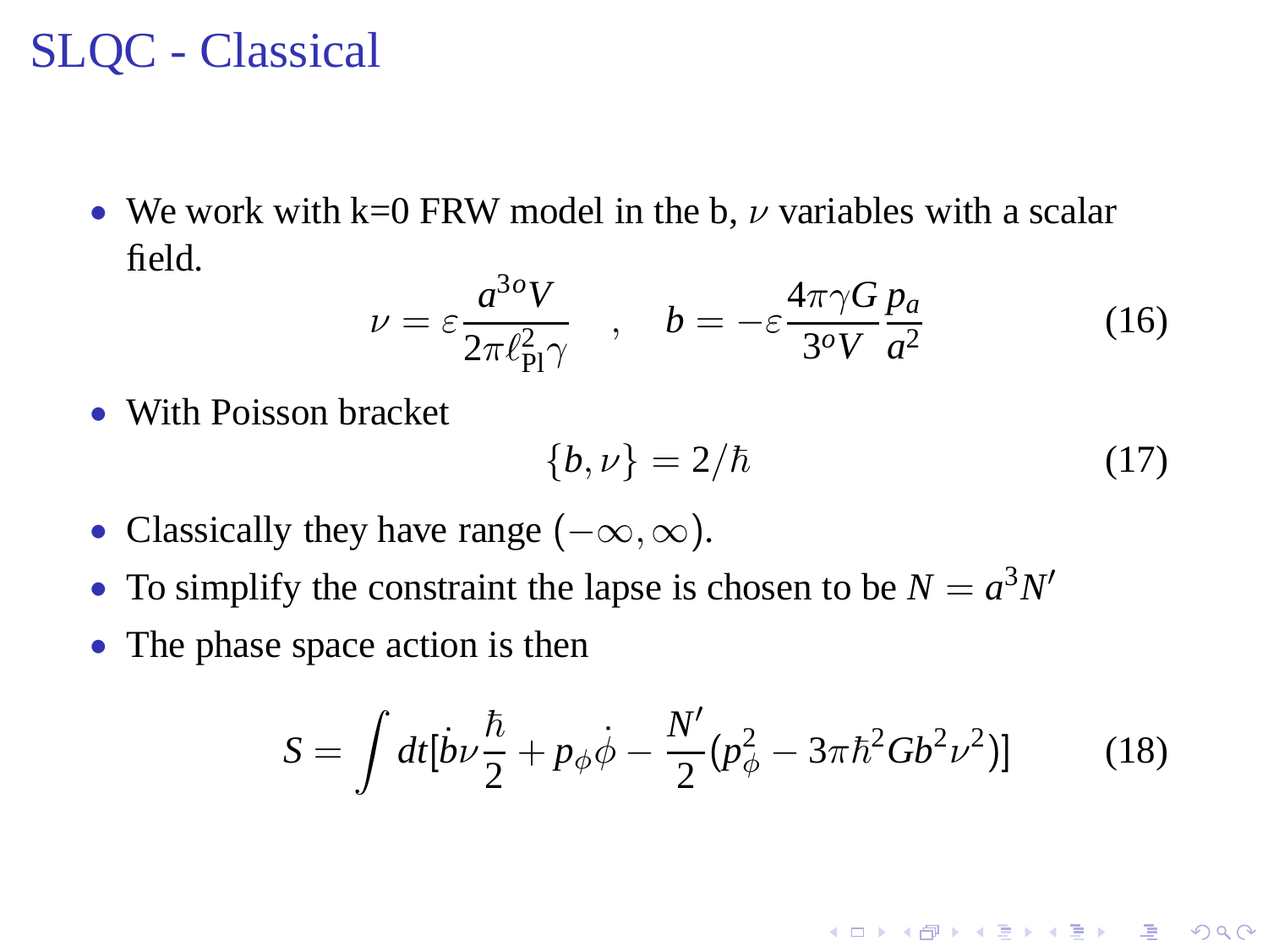# SLQC - Classical

- We work with k=0 FRW model in the b, $\nu$ variables with a scalar field.

$$\nu = \varepsilon \frac{a^{3o}V}{2\pi \ell_{\rm Pl}^2 \gamma} \quad , \quad b = -\varepsilon \frac{4\pi\gamma G}{3^o V} \frac{p_a}{a^2} \tag{16}$$

- With Poisson bracket

$$\{b, \nu\} = 2/\hbar \tag{17}$$

- Classically they have range $(-\infty, \infty)$.
- To simplify the constraint the lapse is chosen to be $N = a^3 N'$
- The phase space action is then

$$S = \int dt[\dot{b}\nu\frac{\hbar}{2} + p_\phi\dot{\phi} - \frac{N'}{2}(p_\phi^2 - 3\pi\hbar^2 G b^2 \nu^2)] \tag{18}$$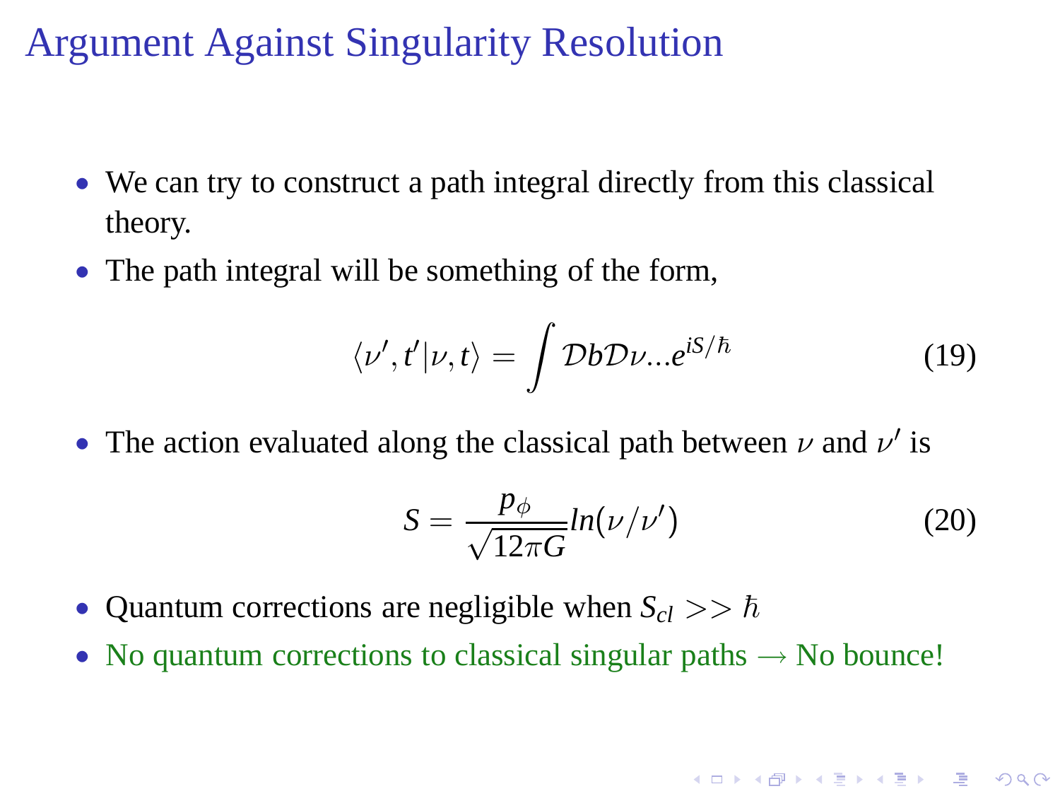# Argument Against Singularity Resolution

- We can try to construct a path integral directly from this classical theory.
- The path integral will be something of the form,

$$\langle \nu', t' | \nu, t \rangle = \int \mathcal{D}b \mathcal{D}\nu ... e^{iS/\hbar} \tag{19}$$

- The action evaluated along the classical path between $\nu$ and $\nu'$ is

$$S = \frac{p_\phi}{\sqrt{12\pi G}} ln(\nu/\nu') \tag{20}$$

- Quantum corrections are negligible when $S_{cl} >> \hbar$
- No quantum corrections to classical singular paths $\rightarrow$ No bounce!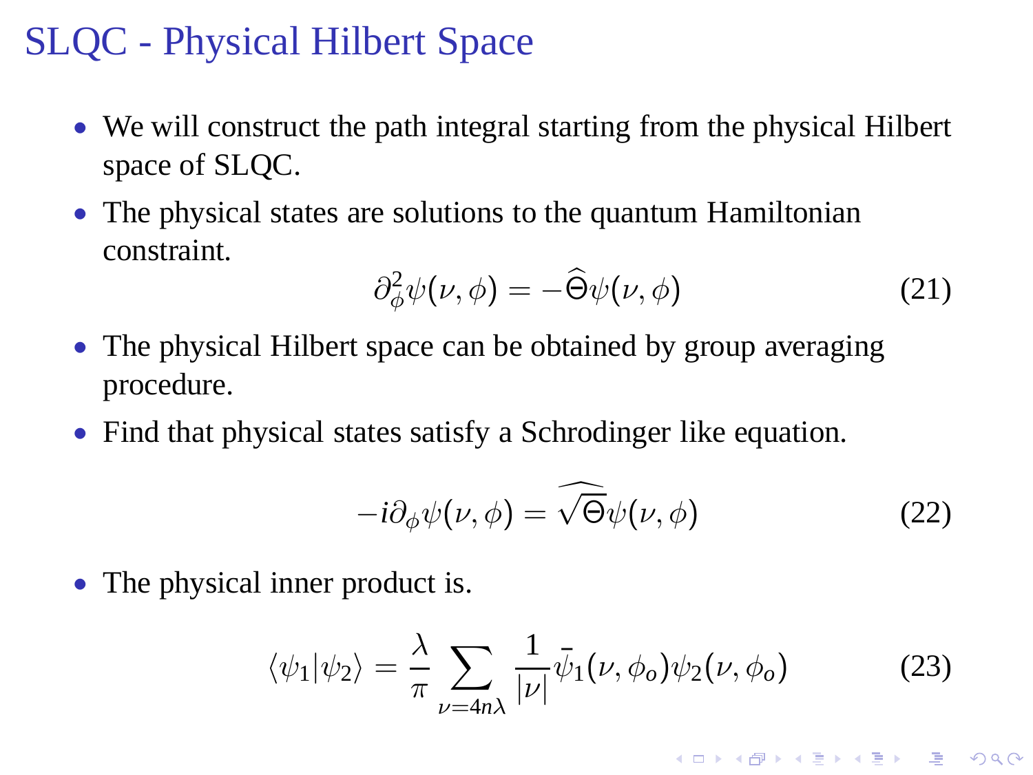# SLQC - Physical Hilbert Space

- We will construct the path integral starting from the physical Hilbert space of SLQC.
- The physical states are solutions to the quantum Hamiltonian constraint.

$$\partial_\phi^2 \psi(\nu, \phi) = -\widehat{\Theta}\psi(\nu, \phi) \tag{21}$$

- The physical Hilbert space can be obtained by group averaging procedure.
- Find that physical states satisfy a Schrodinger like equation.

$$-i\partial_\phi \psi(\nu, \phi) = \widehat{\sqrt{\Theta}}\psi(\nu, \phi) \tag{22}$$

- The physical inner product is.

$$\langle \psi_1 | \psi_2 \rangle = \frac{\lambda}{\pi} \sum_{\nu = 4n\lambda} \frac{1}{|\nu|} \bar{\psi}_1(\nu, \phi_o) \psi_2(\nu, \phi_o) \tag{23}$$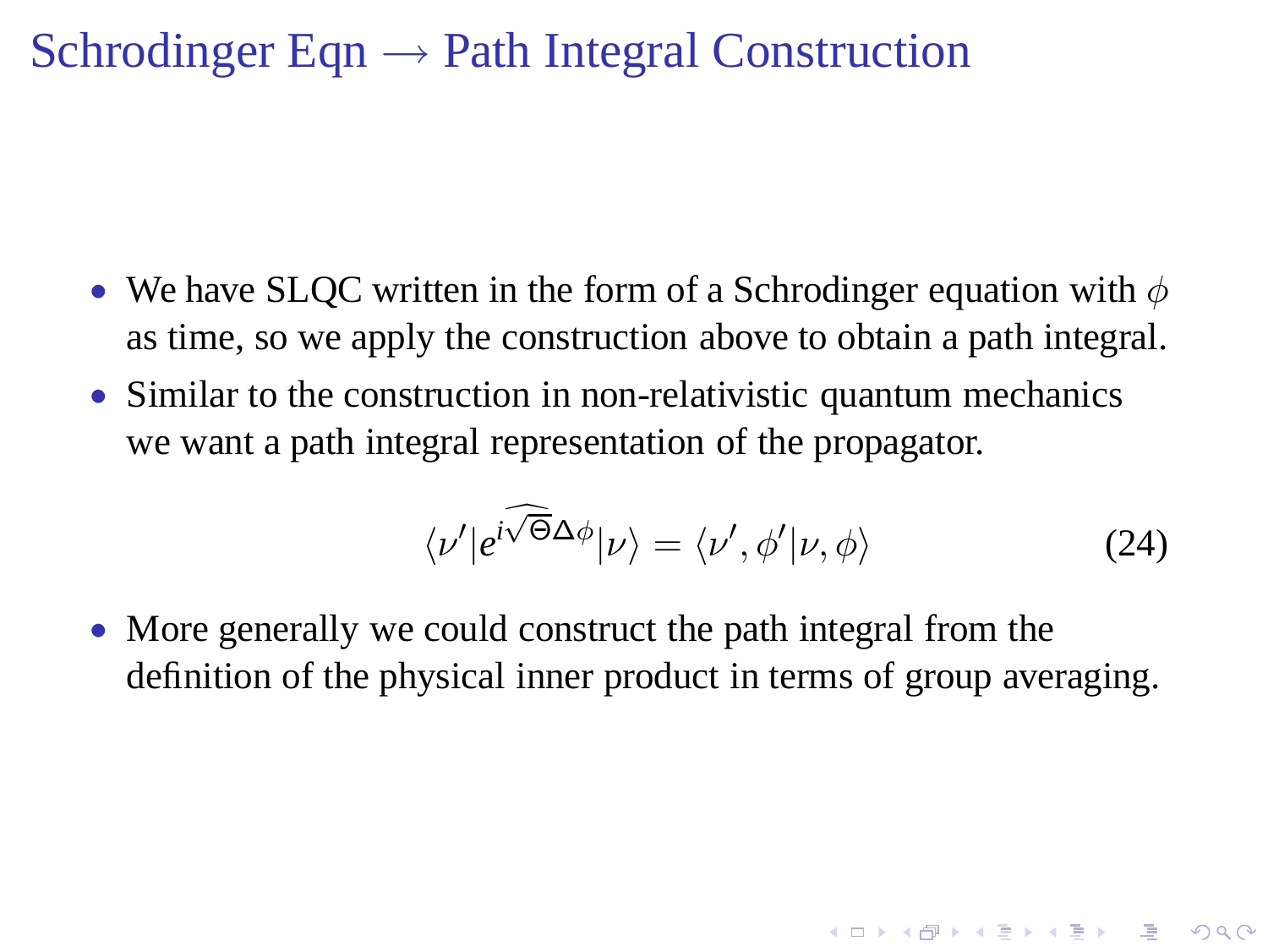# Schrodinger Eqn → Path Integral Construction

- We have SLQC written in the form of a Schrodinger equation with $\phi$ as time, so we apply the construction above to obtain a path integral.
- Similar to the construction in non-relativistic quantum mechanics we want a path integral representation of the propagator.

$$\langle \nu' | e^{i\widehat{\sqrt{\Theta}}\Delta\phi} | \nu \rangle = \langle \nu', \phi' | \nu, \phi \rangle \tag{24}$$

- More generally we could construct the path integral from the definition of the physical inner product in terms of group averaging.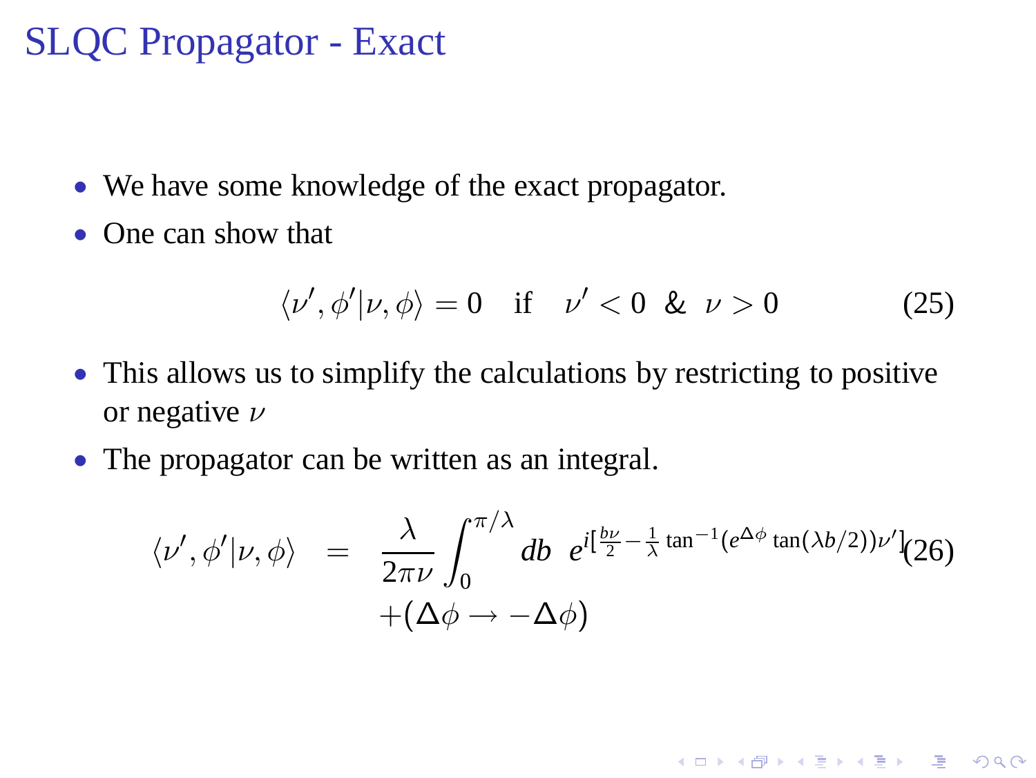# SLQC Propagator - Exact

- We have some knowledge of the exact propagator.
- One can show that

$$\langle \nu', \phi' | \nu, \phi \rangle = 0 \quad \text{if} \quad \nu' < 0 \ \& \ \nu > 0 \tag{25}$$

- This allows us to simplify the calculations by restricting to positive or negative $\nu$
- The propagator can be written as an integral.

$$\begin{aligned} \langle \nu', \phi' | \nu, \phi \rangle &= \frac{\lambda}{2\pi\nu} \int_0^{\pi/\lambda} db \ e^{i[\frac{b\nu}{2} - \frac{1}{\lambda} \tan^{-1}(e^{\Delta\phi} \tan(\lambda b/2))\nu']} \\ &\quad + (\Delta\phi \to -\Delta\phi) \end{aligned} \tag{26}$$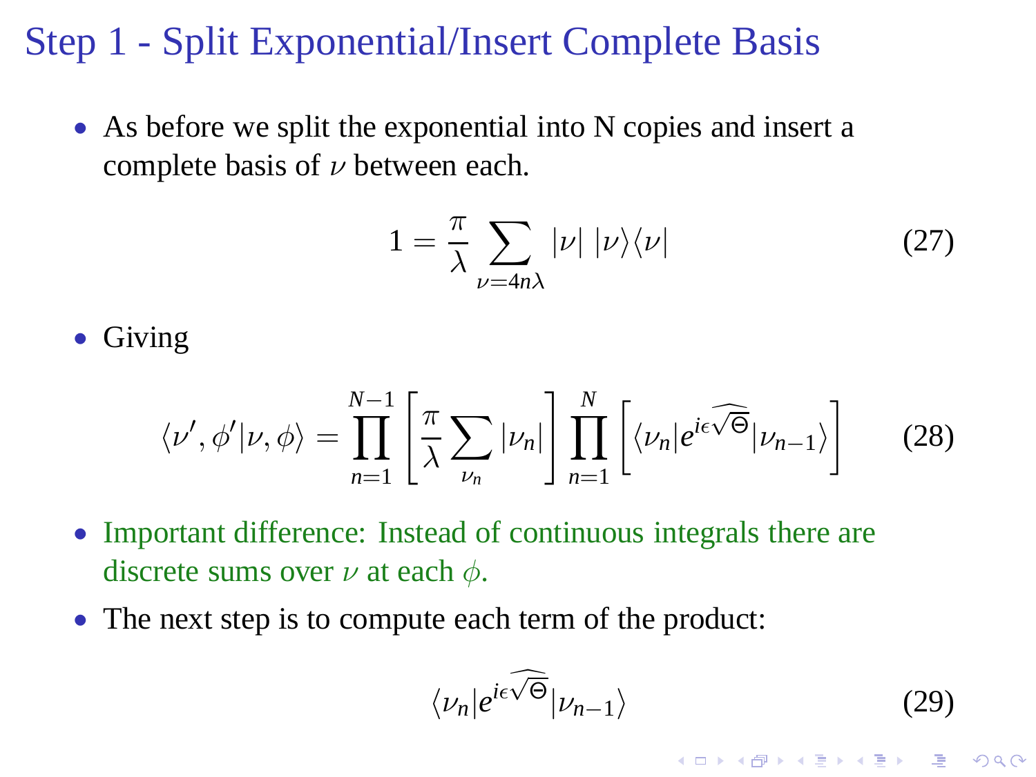# Step 1 - Split Exponential/Insert Complete Basis

- As before we split the exponential into N copies and insert a complete basis of $\nu$ between each.

$$1 = \frac{\pi}{\lambda} \sum_{\nu = 4n\lambda} |\nu| \, |\nu\rangle\langle\nu| \tag{27}$$

- Giving

$$\langle \nu', \phi' | \nu, \phi \rangle = \prod_{n=1}^{N-1} \left[ \frac{\pi}{\lambda} \sum_{\nu_n} |\nu_n| \right] \prod_{n=1}^{N} \left[ \langle \nu_n | e^{i\epsilon \widehat{\sqrt{\Theta}}} | \nu_{n-1} \rangle \right] \tag{28}$$

- Important difference: Instead of continuous integrals there are discrete sums over $\nu$ at each $\phi$.
- The next step is to compute each term of the product:

$$\langle \nu_n | e^{i\epsilon \widehat{\sqrt{\Theta}}} | \nu_{n-1} \rangle \tag{29}$$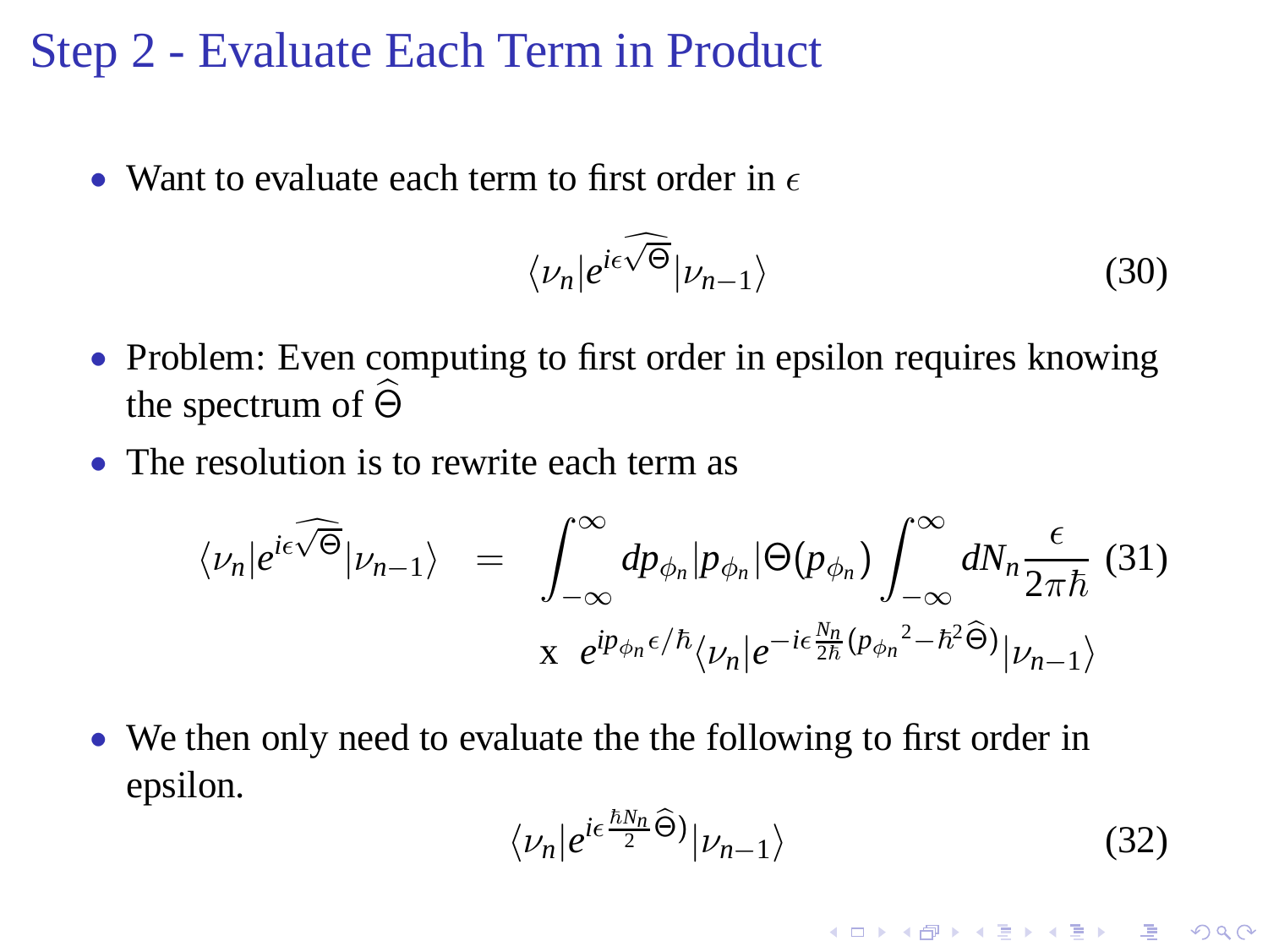# Step 2 - Evaluate Each Term in Product

- Want to evaluate each term to first order in $\epsilon$

$$\langle \nu_n | e^{i\epsilon \widehat{\sqrt{\Theta}}} | \nu_{n-1} \rangle \tag{30}$$

- Problem: Even computing to first order in epsilon requires knowing the spectrum of $\widehat{\Theta}$
- The resolution is to rewrite each term as

$$\begin{aligned} \langle \nu_n | e^{i\epsilon \widehat{\sqrt{\Theta}}} | \nu_{n-1} \rangle \quad &= \quad \int_{-\infty}^{\infty} dp_{\phi_n} |p_{\phi_n}| \Theta(p_{\phi_n}) \int_{-\infty}^{\infty} dN_n \frac{\epsilon}{2\pi\hbar} \\ &\text{x} \quad e^{ip_{\phi_n}\epsilon/\hbar} \langle \nu_n | e^{-i\epsilon \frac{N_n}{2\hbar}(p_{\phi_n}{}^2 - \hbar^2 \widehat{\Theta})} | \nu_{n-1} \rangle \end{aligned} \tag{31}$$

- We then only need to evaluate the the following to first order in epsilon.

$$\langle \nu_n | e^{i\epsilon \frac{\hbar N_n}{2} \widehat{\Theta})} | \nu_{n-1} \rangle \tag{32}$$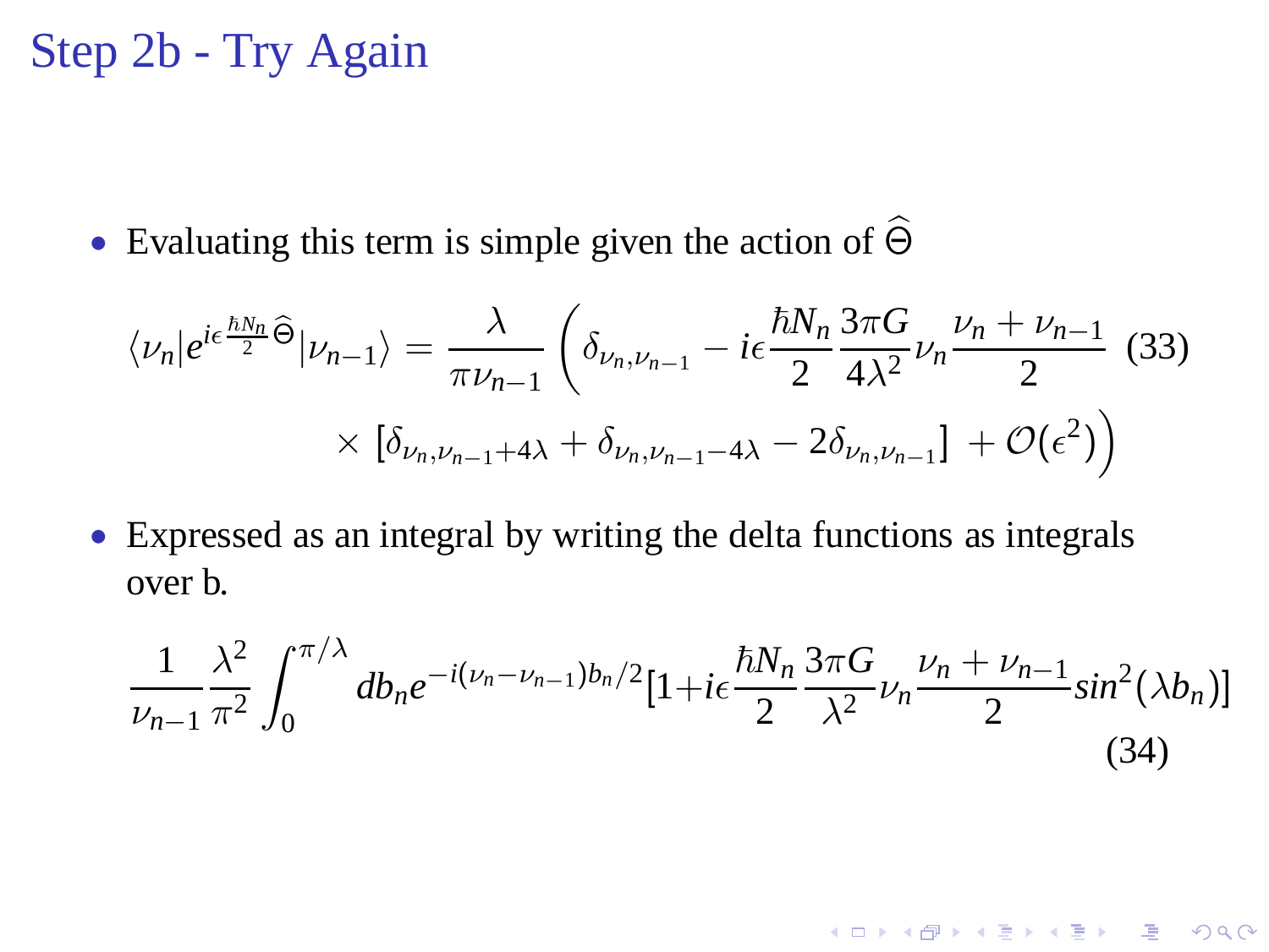# Step 2b - Try Again

- Evaluating this term is simple given the action of $\widehat{\Theta}$

$$\langle \nu_n | e^{i\epsilon \frac{\hbar N_n}{2} \widehat{\Theta}} | \nu_{n-1} \rangle = \frac{\lambda}{\pi \nu_{n-1}} \Bigg( \delta_{\nu_n, \nu_{n-1}} - i\epsilon \frac{\hbar N_n}{2} \frac{3\pi G}{4\lambda^2} \nu_n \frac{\nu_n + \nu_{n-1}}{2} \times \left[ \delta_{\nu_n, \nu_{n-1}+4\lambda} + \delta_{\nu_n, \nu_{n-1}-4\lambda} - 2\delta_{\nu_n, \nu_{n-1}} \right] + \mathcal{O}(\epsilon^2) \Bigg) \quad (33)$$

- Expressed as an integral by writing the delta functions as integrals over b.

$$\frac{1}{\nu_{n-1}} \frac{\lambda^2}{\pi^2} \int_0^{\pi/\lambda} db_n e^{-i(\nu_n - \nu_{n-1}) b_n / 2} [1 + i\epsilon \frac{\hbar N_n}{2} \frac{3\pi G}{\lambda^2} \nu_n \frac{\nu_n + \nu_{n-1}}{2} sin^2(\lambda b_n)] \quad (34)$$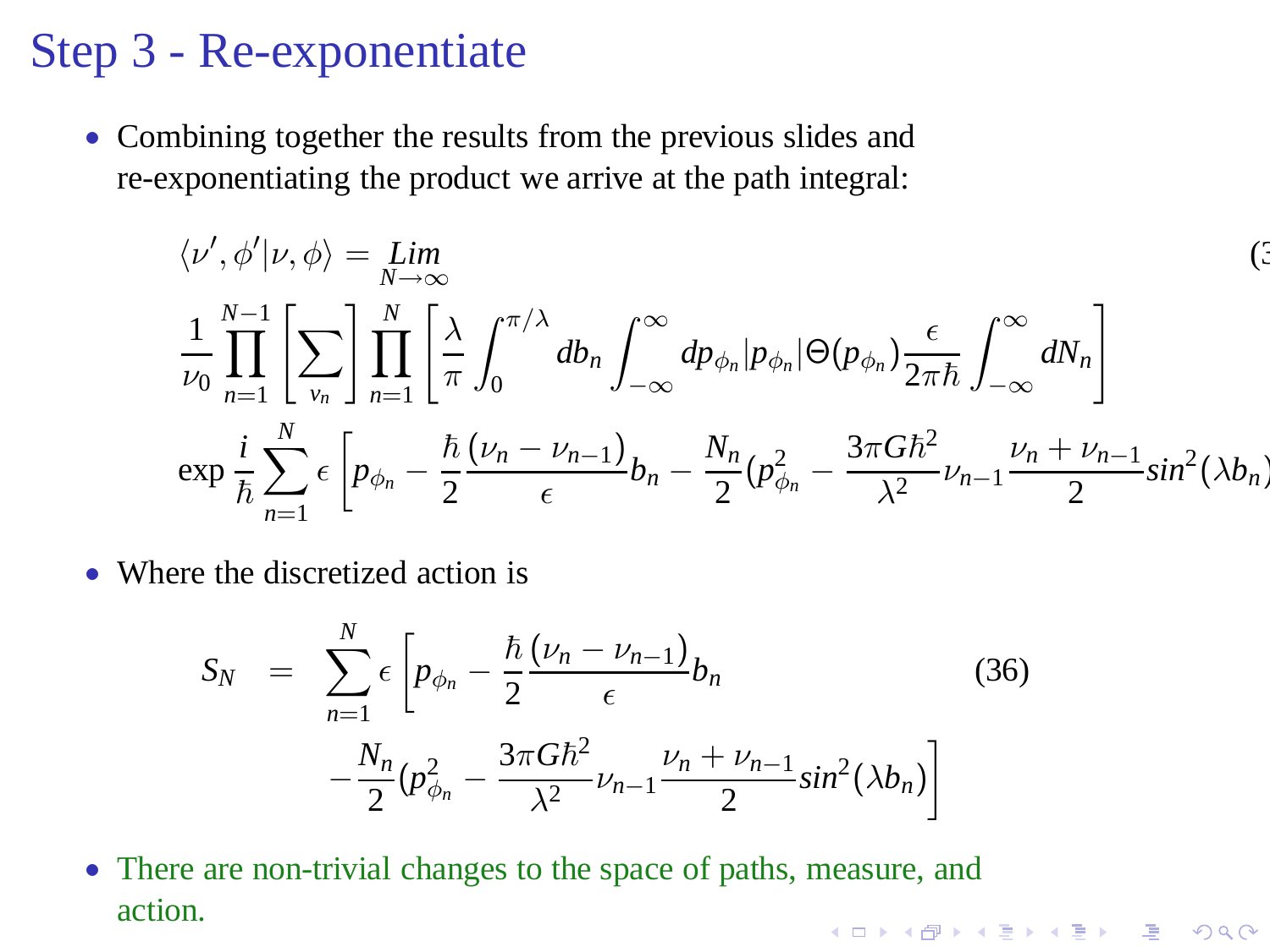# Step 3 - Re-exponentiate

- Combining together the results from the previous slides and re-exponentiating the product we arrive at the path integral:

$$
\langle \nu', \phi' | \nu, \phi \rangle = \underset{N\to\infty}{Lim}
\frac{1}{\nu_0} \prod_{n=1}^{N-1} \left[ \sum_{\nu_n} \right] \prod_{n=1}^{N} \left[ \frac{\lambda}{\pi} \int_0^{\pi/\lambda} db_n \int_{-\infty}^{\infty} dp_{\phi_n} |p_{\phi_n}| \Theta(p_{\phi_n}) \frac{\epsilon}{2\pi\hbar} \int_{-\infty}^{\infty} dN_n \right]
\exp \frac{i}{\hbar} \sum_{n=1}^{N} \epsilon \left[ p_{\phi_n} - \frac{\hbar}{2} \frac{(\nu_n - \nu_{n-1})}{\epsilon} b_n - \frac{N_n}{2} (p_{\phi_n}^2 - \frac{3\pi G \hbar^2}{\lambda^2} \nu_{n-1} \frac{\nu_n + \nu_{n-1}}{2} sin^2(\lambda b_n)
$$

- Where the discretized action is

$$
\begin{aligned}
S_N \quad = \quad & \sum_{n=1}^{N} \epsilon \left[ p_{\phi_n} - \frac{\hbar}{2} \frac{(\nu_n - \nu_{n-1})}{\epsilon} b_n \right. \\
& \left. - \frac{N_n}{2} (p_{\phi_n}^2 - \frac{3\pi G \hbar^2}{\lambda^2} \nu_{n-1} \frac{\nu_n + \nu_{n-1}}{2} sin^2(\lambda b_n) \right]
\end{aligned}
\tag{36}
$$

- There are non-trivial changes to the space of paths, measure, and action.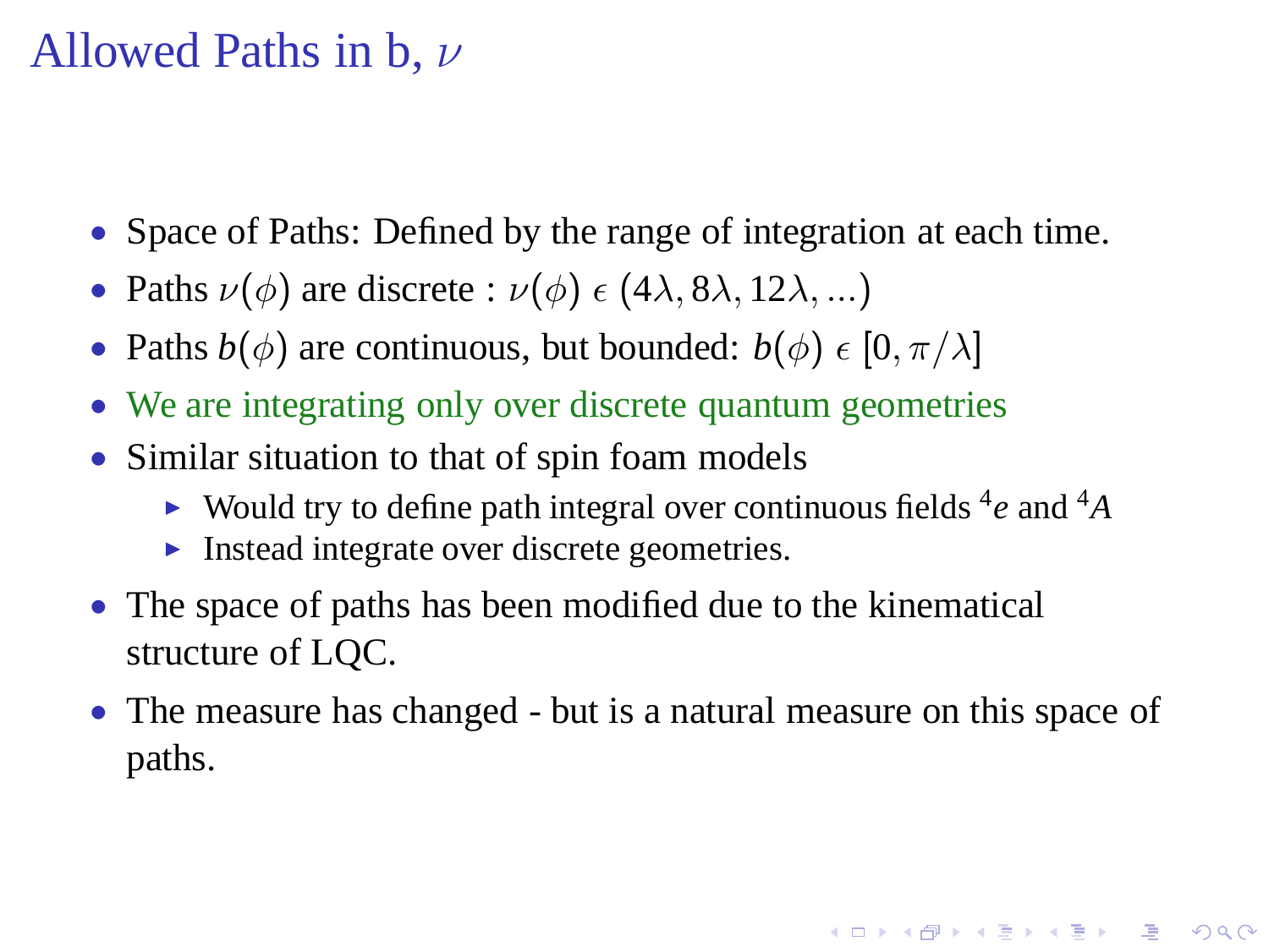# Allowed Paths in b, $\nu$

- Space of Paths: Defined by the range of integration at each time.
- Paths $\nu(\phi)$ are discrete : $\nu(\phi) \; \epsilon \; (4\lambda, 8\lambda, 12\lambda, ...)$
- Paths $b(\phi)$ are continuous, but bounded: $b(\phi) \; \epsilon \; [0, \pi/\lambda]$
- We are integrating only over discrete quantum geometries
- Similar situation to that of spin foam models
  - Would try to define path integral over continuous fields ${}^4e$ and ${}^4A$
  - Instead integrate over discrete geometries.
- The space of paths has been modified due to the kinematical structure of LQC.
- The measure has changed - but is a natural measure on this space of paths.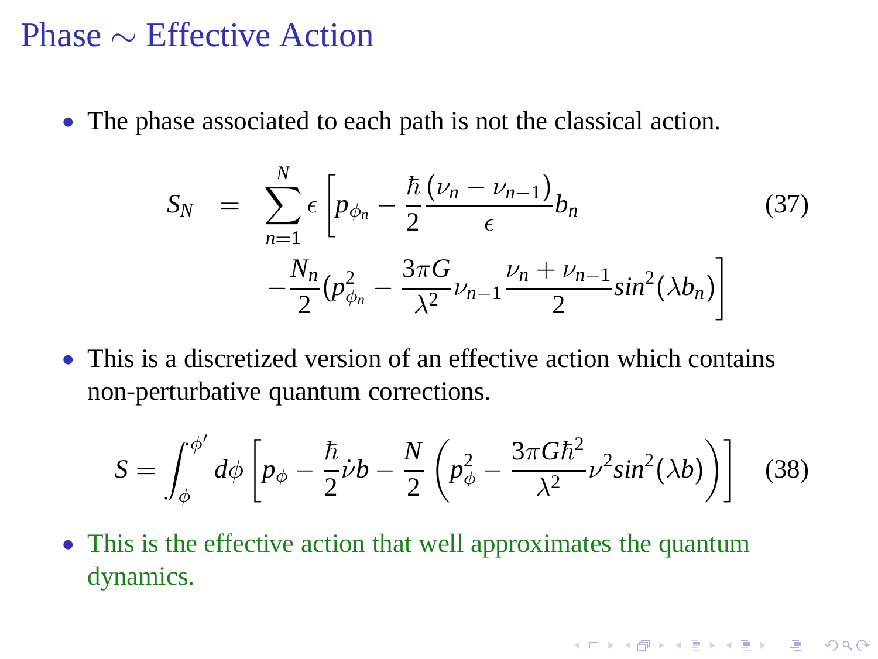# Phase $\sim$ Effective Action

- The phase associated to each path is not the classical action.

$$
\begin{aligned}
S_N &= \sum_{n=1}^{N} \epsilon \left[ p_{\phi_n} - \frac{\hbar}{2} \frac{(\nu_n - \nu_{n-1})}{\epsilon} b_n \right. \\
&\quad \left. - \frac{N_n}{2} (p_{\phi_n}^2 - \frac{3\pi G}{\lambda^2} \nu_{n-1} \frac{\nu_n + \nu_{n-1}}{2} sin^2(\lambda b_n) \right]
\end{aligned} \tag{37}
$$

- This is a discretized version of an effective action which contains non-perturbative quantum corrections.

$$
S = \int_{\phi}^{\phi'} d\phi \left[ p_\phi - \frac{\hbar}{2} \dot{\nu} b - \frac{N}{2} \left( p_\phi^2 - \frac{3\pi G \hbar^2}{\lambda^2} \nu^2 sin^2(\lambda b) \right) \right] \tag{38}
$$

- This is the effective action that well approximates the quantum dynamics.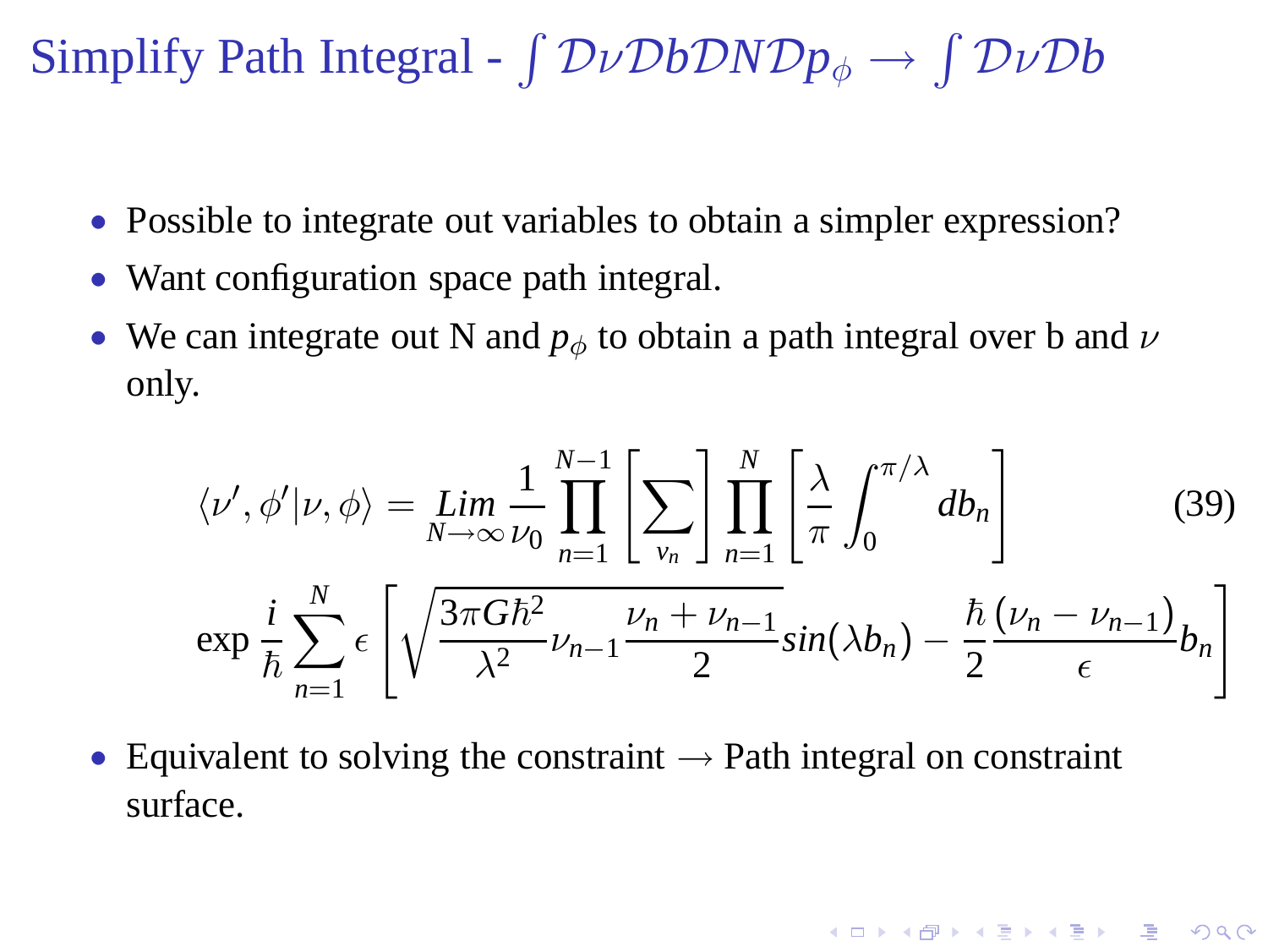# Simplify Path Integral - $\int \mathcal{D}\nu \mathcal{D}b \mathcal{D}N \mathcal{D}p_\phi \to \int \mathcal{D}\nu \mathcal{D}b$

- Possible to integrate out variables to obtain a simpler expression?
- Want configuration space path integral.
- We can integrate out N and $p_\phi$ to obtain a path integral over b and $\nu$ only.

$$
\langle \nu', \phi' | \nu, \phi \rangle = \underset{N \to \infty}{Lim} \frac{1}{\nu_0} \prod_{n=1}^{N-1} \left[ \sum_{\nu_n} \right] \prod_{n=1}^{N} \left[ \frac{\lambda}{\pi} \int_0^{\pi/\lambda} db_n \right]
$$
$$
\exp \frac{i}{\hbar} \sum_{n=1}^{N} \epsilon \left[ \sqrt{\frac{3\pi G \hbar^2}{\lambda^2} \nu_{n-1} \frac{\nu_n + \nu_{n-1}}{2}} sin(\lambda b_n) - \frac{\hbar}{2} \frac{(\nu_n - \nu_{n-1})}{\epsilon} b_n \right] \tag{39}
$$

- Equivalent to solving the constraint $\to$ Path integral on constraint surface.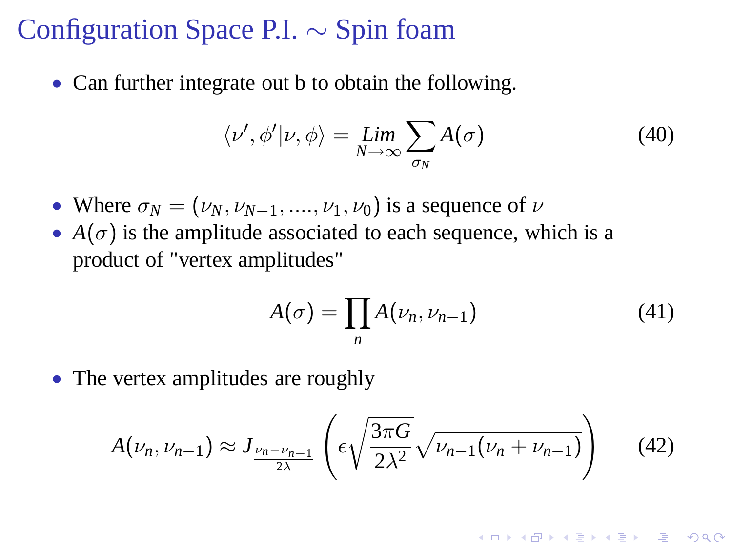# Configuration Space P.I. $\sim$ Spin foam

- Can further integrate out b to obtain the following.

$$\langle \nu', \phi' | \nu, \phi \rangle = \underset{N \to \infty}{Lim} \sum_{\sigma_N} A(\sigma) \tag{40}$$

- Where $\sigma_N = (\nu_N, \nu_{N-1}, ...., \nu_1, \nu_0)$ is a sequence of $\nu$
- $A(\sigma)$ is the amplitude associated to each sequence, which is a product of "vertex amplitudes"

$$A(\sigma) = \prod_n A(\nu_n, \nu_{n-1}) \tag{41}$$

- The vertex amplitudes are roughly

$$A(\nu_n, \nu_{n-1}) \approx J_{\frac{\nu_n - \nu_{n-1}}{2\lambda}} \left( \epsilon \sqrt{\frac{3\pi G}{2\lambda^2}} \sqrt{\nu_{n-1}(\nu_n + \nu_{n-1})} \right) \tag{42}$$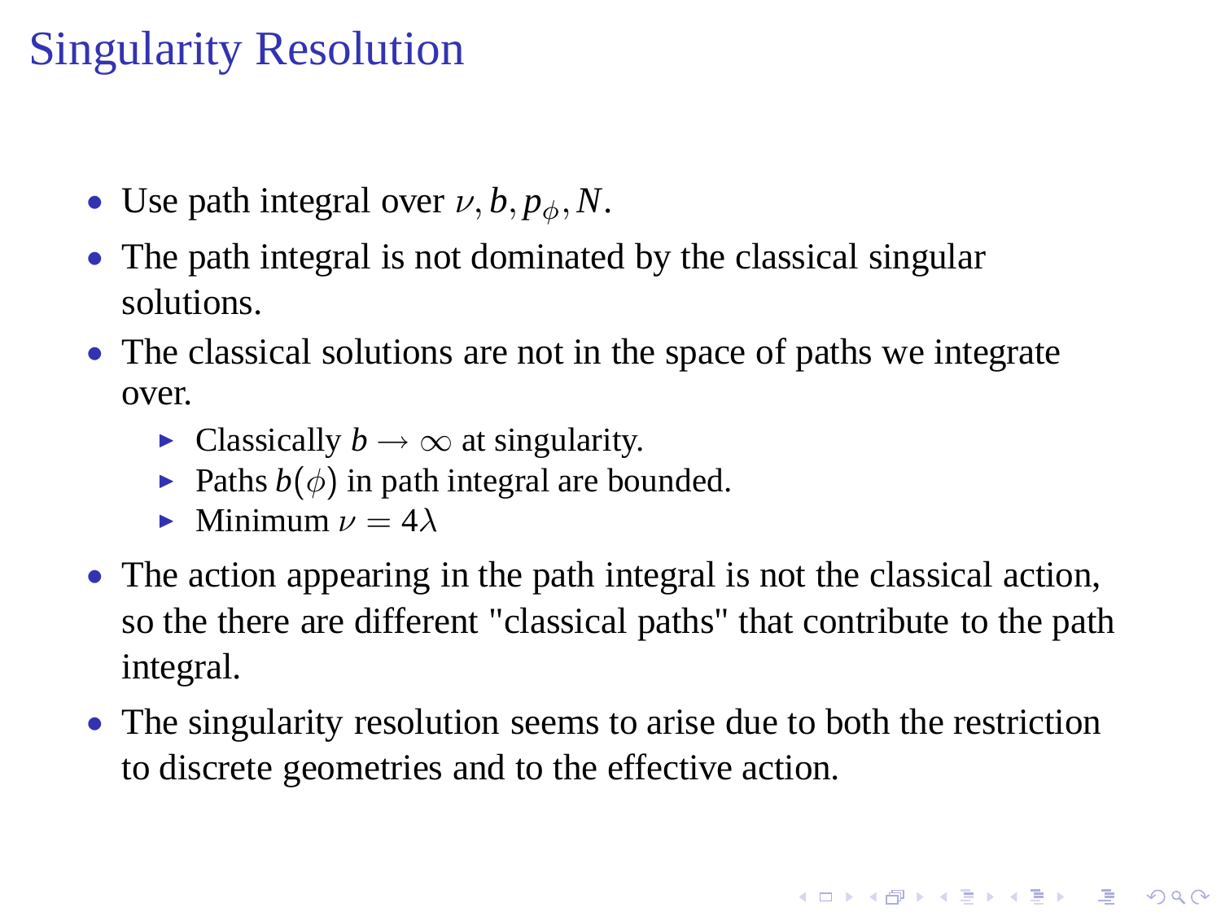# Singularity Resolution

- Use path integral over $\nu, b, p_\phi, N$.
- The path integral is not dominated by the classical singular solutions.
- The classical solutions are not in the space of paths we integrate over.
  - Classically $b \to \infty$ at singularity.
  - Paths $b(\phi)$ in path integral are bounded.
  - Minimum $\nu = 4\lambda$
- The action appearing in the path integral is not the classical action, so the there are different "classical paths" that contribute to the path integral.
- The singularity resolution seems to arise due to both the restriction to discrete geometries and to the effective action.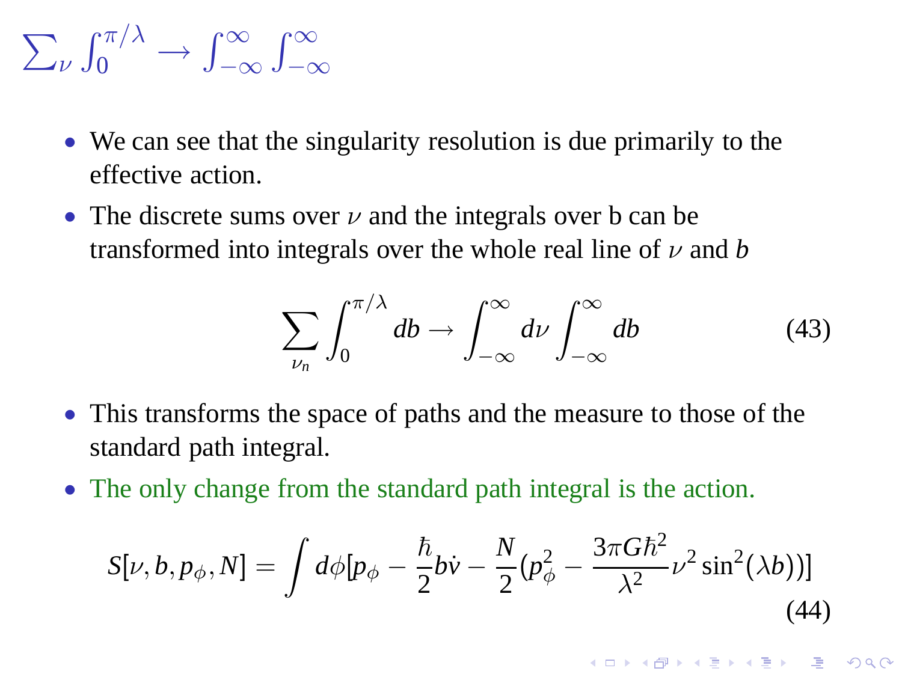# $\sum_\nu \int_0^{\pi/\lambda} \rightarrow \int_{-\infty}^{\infty} \int_{-\infty}^{\infty}$

- We can see that the singularity resolution is due primarily to the effective action.
- The discrete sums over $\nu$ and the integrals over b can be transformed into integrals over the whole real line of $\nu$ and $b$

$$\sum_{\nu_n} \int_0^{\pi/\lambda} db \rightarrow \int_{-\infty}^{\infty} d\nu \int_{-\infty}^{\infty} db \tag{43}$$

- This transforms the space of paths and the measure to those of the standard path integral.
- The only change from the standard path integral is the action.

$$S[\nu, b, p_\phi, N] = \int d\phi [p_\phi - \frac{\hbar}{2} b\dot{\nu} - \frac{N}{2}(p_\phi^2 - \frac{3\pi G\hbar^2}{\lambda^2}\nu^2 \sin^2(\lambda b))] \tag{44}$$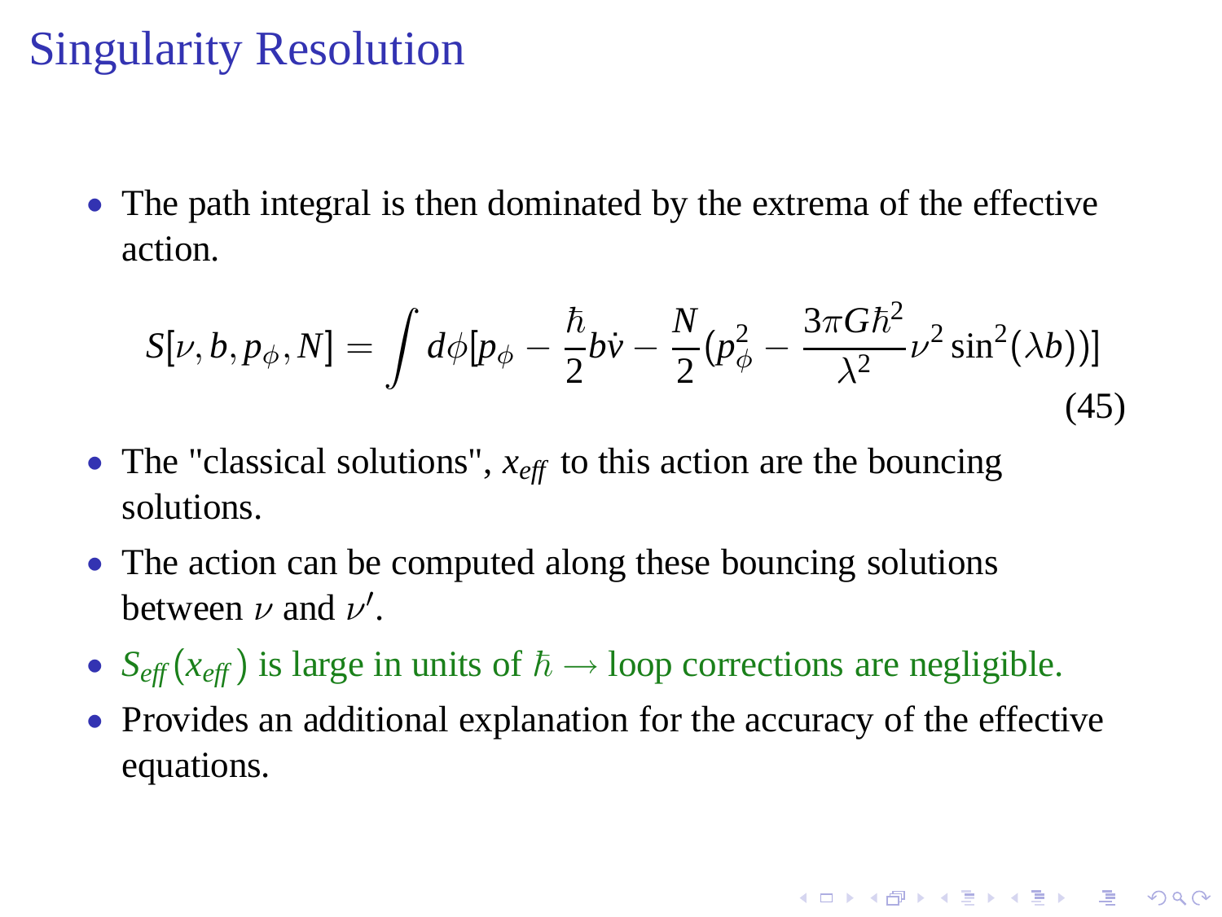# Singularity Resolution

- The path integral is then dominated by the extrema of the effective action.

$$S[\nu, b, p_\phi, N] = \int d\phi[p_\phi - \frac{\hbar}{2} b\dot{\nu} - \frac{N}{2}(p_\phi^2 - \frac{3\pi G\hbar^2}{\lambda^2}\nu^2 \sin^2(\lambda b))] \tag{45}$$

- The "classical solutions", $x_{eff}$ to this action are the bouncing solutions.
- The action can be computed along these bouncing solutions between $\nu$ and $\nu'$.
- $S_{eff}(x_{eff})$ is large in units of $\hbar \rightarrow$ loop corrections are negligible.
- Provides an additional explanation for the accuracy of the effective equations.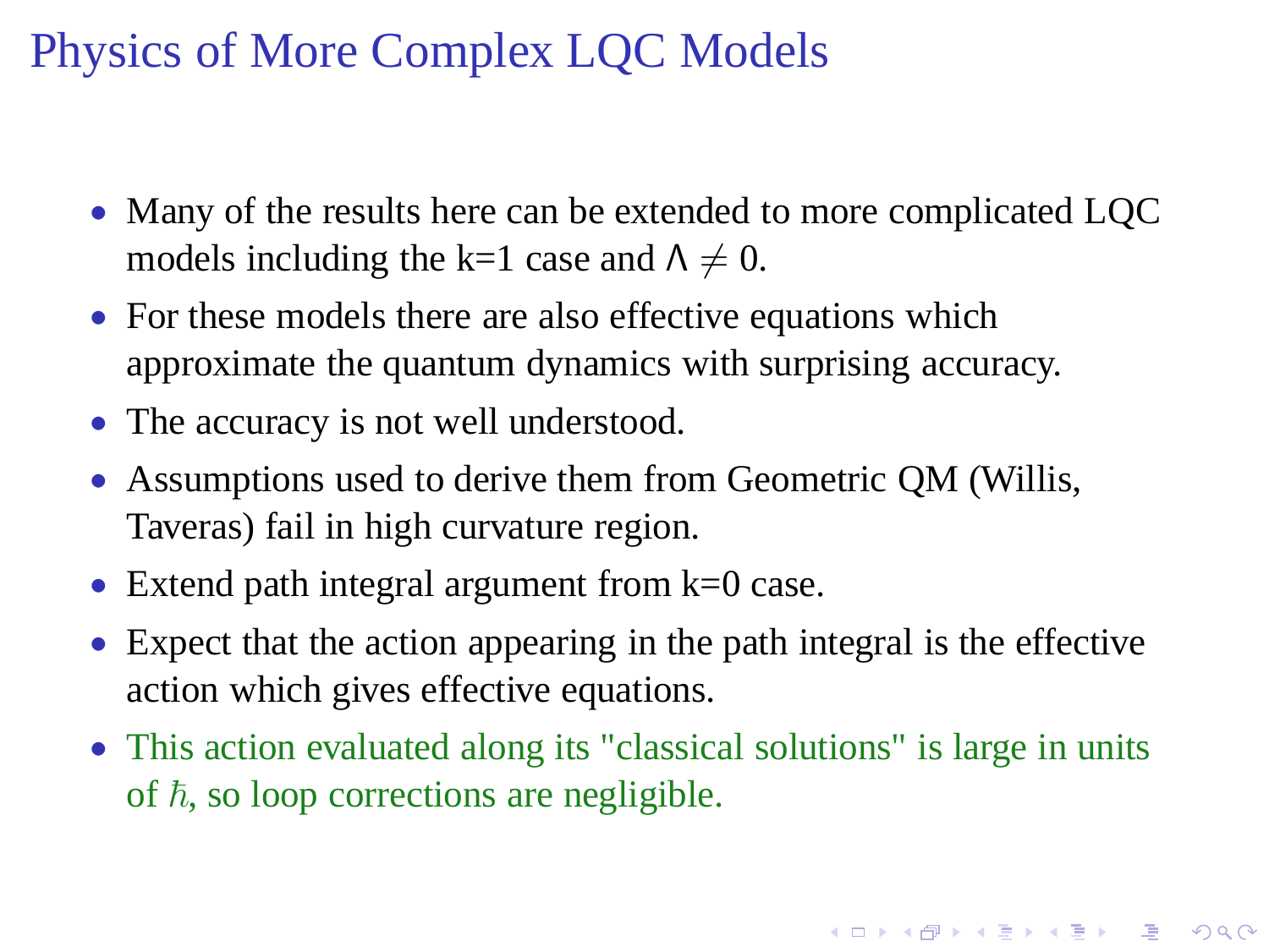# Physics of More Complex LQC Models

- Many of the results here can be extended to more complicated LQC models including the k=1 case and $\Lambda \neq 0$.
- For these models there are also effective equations which approximate the quantum dynamics with surprising accuracy.
- The accuracy is not well understood.
- Assumptions used to derive them from Geometric QM (Willis, Taveras) fail in high curvature region.
- Extend path integral argument from k=0 case.
- Expect that the action appearing in the path integral is the effective action which gives effective equations.
- This action evaluated along its "classical solutions" is large in units of $\hbar$, so loop corrections are negligible.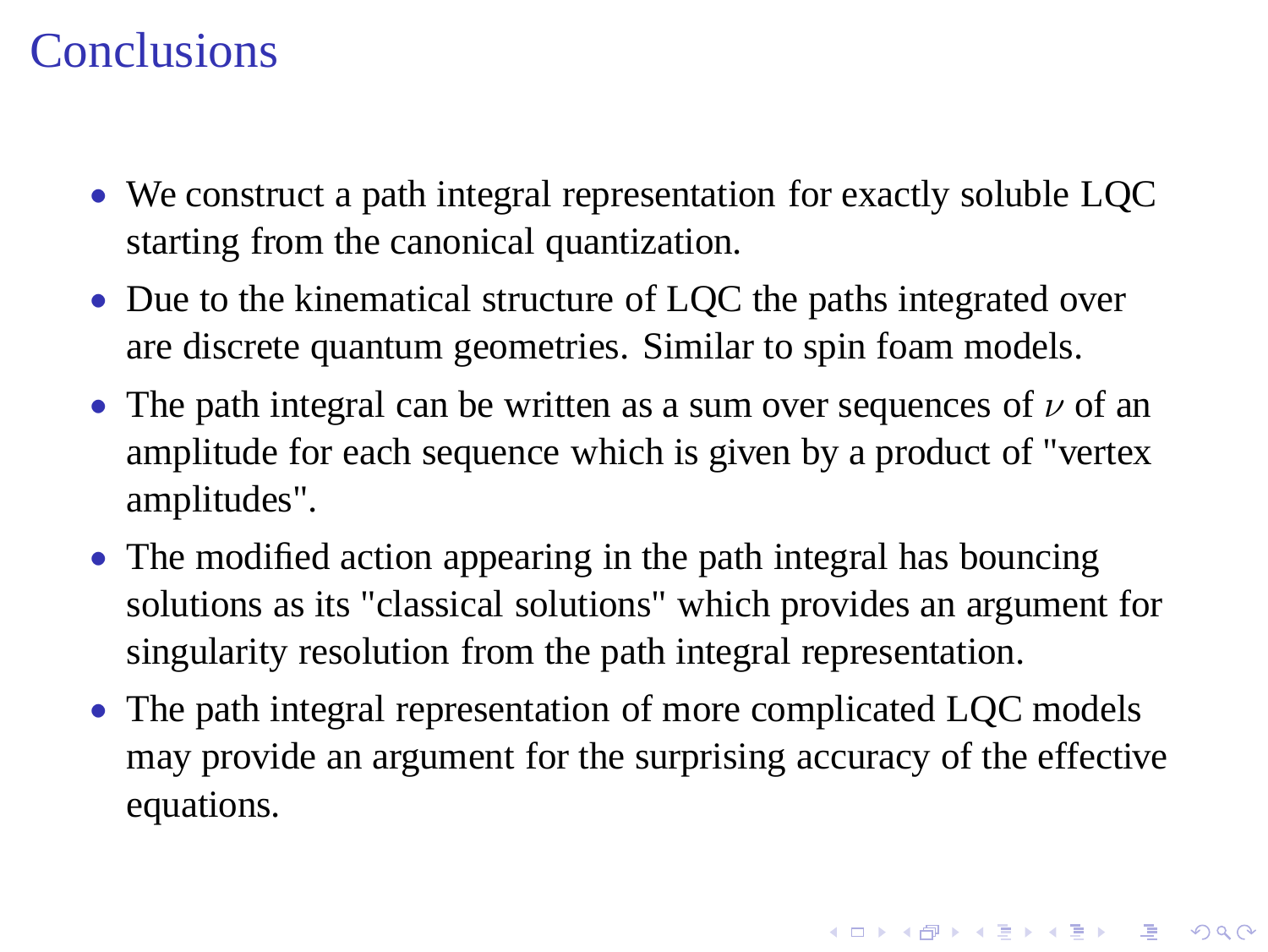# Conclusions

- We construct a path integral representation for exactly soluble LQC starting from the canonical quantization.
- Due to the kinematical structure of LQC the paths integrated over are discrete quantum geometries. Similar to spin foam models.
- The path integral can be written as a sum over sequences of $\nu$ of an amplitude for each sequence which is given by a product of "vertex amplitudes".
- The modified action appearing in the path integral has bouncing solutions as its "classical solutions" which provides an argument for singularity resolution from the path integral representation.
- The path integral representation of more complicated LQC models may provide an argument for the surprising accuracy of the effective equations.